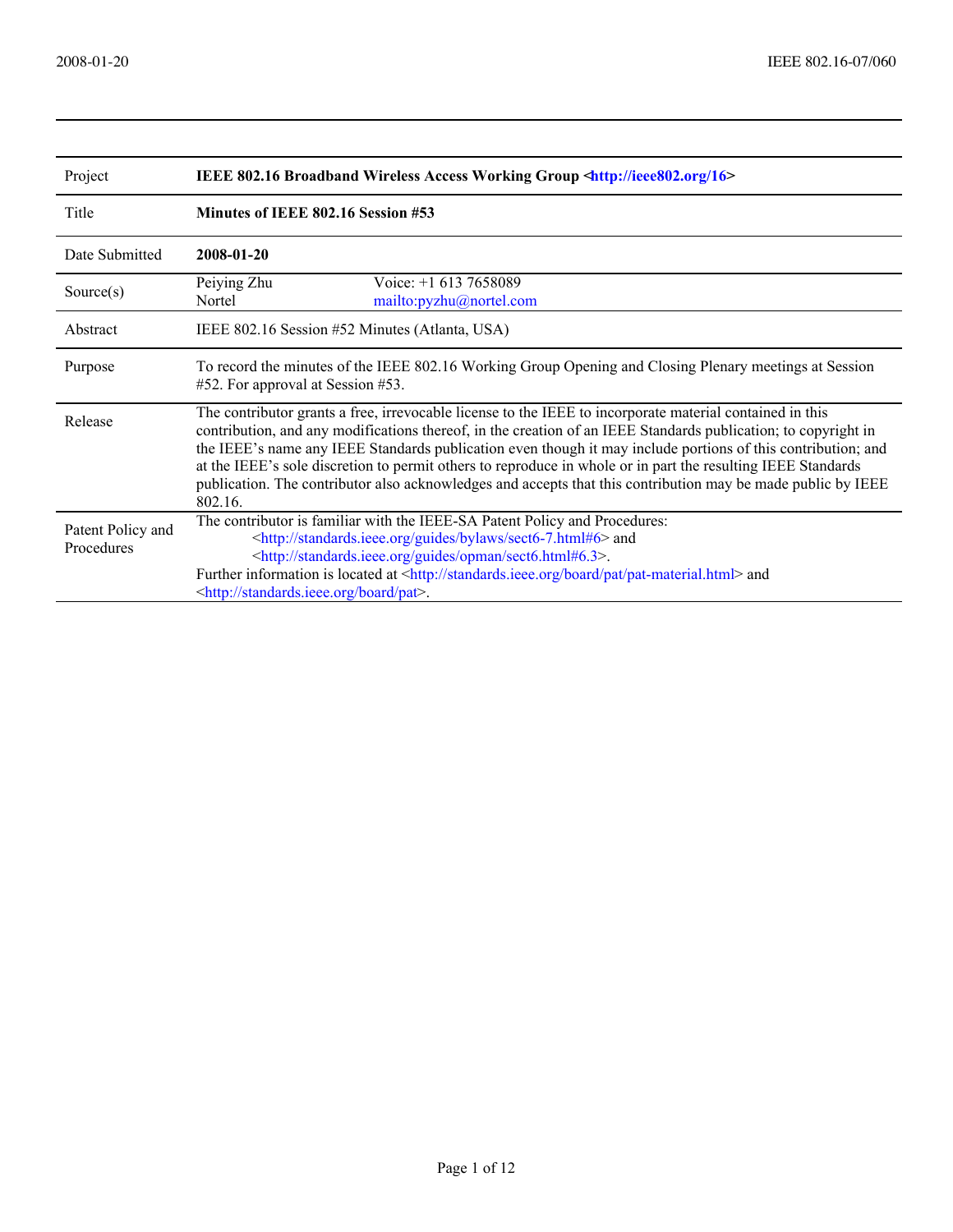| Project | **IEEE 802.16 Broadband Wireless Access Working Group <http://ieee802.org/16>** | |
|---|---|---|
| Title | **Minutes of IEEE 802.16 Session #53** | |
| Date Submitted | **2008-01-20** | |
| Source(s) | Peiying Zhu<br>Nortel | Voice: +1 613 7658089<br>mailto:pyzhu@nortel.com |
| Abstract | IEEE 802.16 Session #52 Minutes (Atlanta, USA) | |
| Purpose | To record the minutes of the IEEE 802.16 Working Group Opening and Closing Plenary meetings at Session #52. For approval at Session #53. | |
| Release | The contributor grants a free, irrevocable license to the IEEE to incorporate material contained in this contribution, and any modifications thereof, in the creation of an IEEE Standards publication; to copyright in the IEEE's name any IEEE Standards publication even though it may include portions of this contribution; and at the IEEE's sole discretion to permit others to reproduce in whole or in part the resulting IEEE Standards publication. The contributor also acknowledges and accepts that this contribution may be made public by IEEE 802.16. | |
| Patent Policy and Procedures | The contributor is familiar with the IEEE-SA Patent Policy and Procedures:<br><http://standards.ieee.org/guides/bylaws/sect6-7.html#6> and<br><http://standards.ieee.org/guides/opman/sect6.html#6.3>.<br>Further information is located at <http://standards.ieee.org/board/pat/pat-material.html> and <http://standards.ieee.org/board/pat>. | |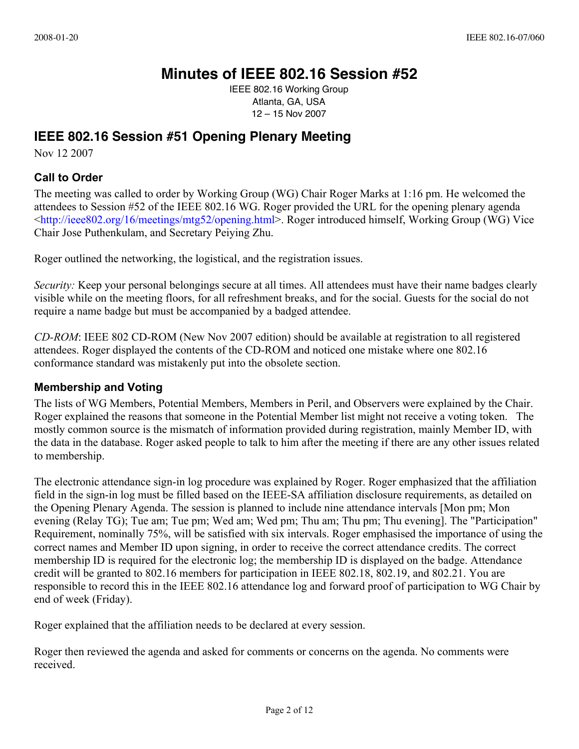# Minutes of IEEE 802.16 Session #52

IEEE 802.16 Working Group
Atlanta, GA, USA
12 – 15 Nov 2007

## IEEE 802.16 Session #51 Opening Plenary Meeting

Nov 12 2007

### Call to Order

The meeting was called to order by Working Group (WG) Chair Roger Marks at 1:16 pm. He welcomed the attendees to Session #52 of the IEEE 802.16 WG. Roger provided the URL for the opening plenary agenda <http://ieee802.org/16/meetings/mtg52/opening.html>. Roger introduced himself, Working Group (WG) Vice Chair Jose Puthenkulam, and Secretary Peiying Zhu.

Roger outlined the networking, the logistical, and the registration issues.

*Security:* Keep your personal belongings secure at all times. All attendees must have their name badges clearly visible while on the meeting floors, for all refreshment breaks, and for the social. Guests for the social do not require a name badge but must be accompanied by a badged attendee.

*CD-ROM*: IEEE 802 CD-ROM (New Nov 2007 edition) should be available at registration to all registered attendees. Roger displayed the contents of the CD-ROM and noticed one mistake where one 802.16 conformance standard was mistakenly put into the obsolete section.

### Membership and Voting

The lists of WG Members, Potential Members, Members in Peril, and Observers were explained by the Chair. Roger explained the reasons that someone in the Potential Member list might not receive a voting token. The mostly common source is the mismatch of information provided during registration, mainly Member ID, with the data in the database. Roger asked people to talk to him after the meeting if there are any other issues related to membership.

The electronic attendance sign-in log procedure was explained by Roger. Roger emphasized that the affiliation field in the sign-in log must be filled based on the IEEE-SA affiliation disclosure requirements, as detailed on the Opening Plenary Agenda. The session is planned to include nine attendance intervals [Mon pm; Mon evening (Relay TG); Tue am; Tue pm; Wed am; Wed pm; Thu am; Thu pm; Thu evening]. The "Participation" Requirement, nominally 75%, will be satisfied with six intervals. Roger emphasised the importance of using the correct names and Member ID upon signing, in order to receive the correct attendance credits. The correct membership ID is required for the electronic log; the membership ID is displayed on the badge. Attendance credit will be granted to 802.16 members for participation in IEEE 802.18, 802.19, and 802.21. You are responsible to record this in the IEEE 802.16 attendance log and forward proof of participation to WG Chair by end of week (Friday).

Roger explained that the affiliation needs to be declared at every session.

Roger then reviewed the agenda and asked for comments or concerns on the agenda. No comments were received.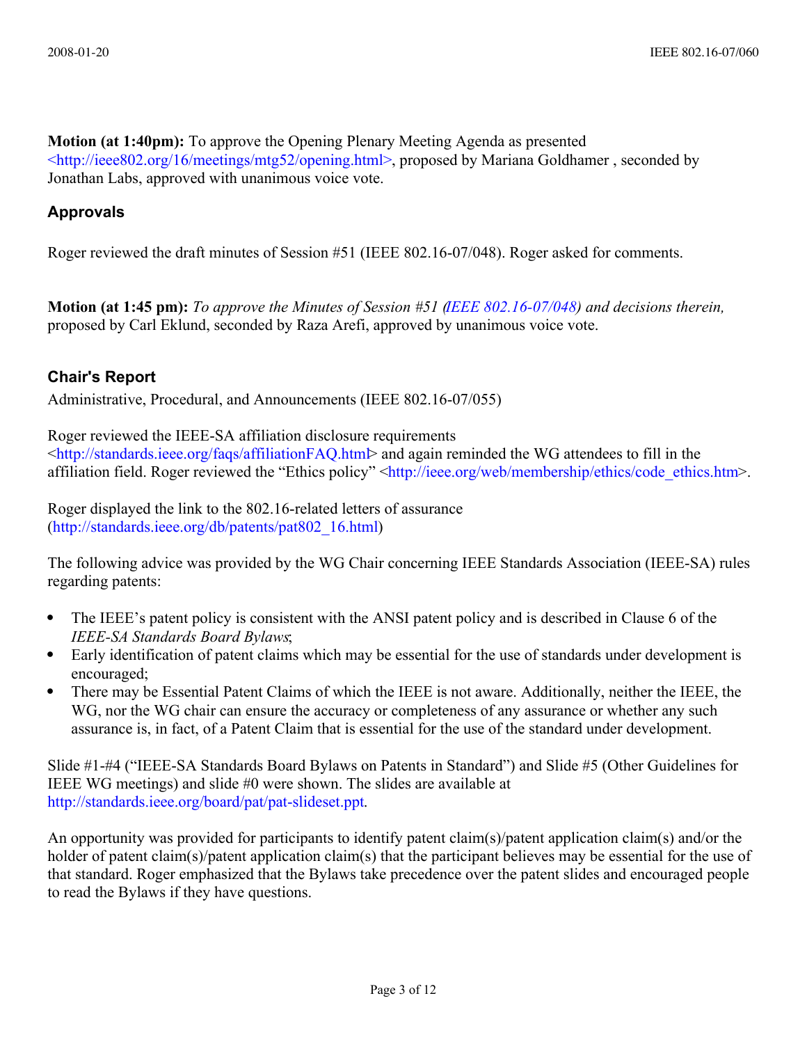**Motion (at 1:40pm):** To approve the Opening Plenary Meeting Agenda as presented <http://ieee802.org/16/meetings/mtg52/opening.html>, proposed by Mariana Goldhamer , seconded by Jonathan Labs, approved with unanimous voice vote.

## Approvals

Roger reviewed the draft minutes of Session #51 (IEEE 802.16-07/048). Roger asked for comments.

**Motion (at 1:45 pm):** *To approve the Minutes of Session #51 (IEEE 802.16-07/048) and decisions therein,* proposed by Carl Eklund, seconded by Raza Arefi, approved by unanimous voice vote.

## Chair's Report

Administrative, Procedural, and Announcements (IEEE 802.16-07/055)

Roger reviewed the IEEE-SA affiliation disclosure requirements <http://standards.ieee.org/faqs/affiliationFAQ.html> and again reminded the WG attendees to fill in the affiliation field. Roger reviewed the "Ethics policy" <http://ieee.org/web/membership/ethics/code_ethics.htm>.

Roger displayed the link to the 802.16-related letters of assurance (http://standards.ieee.org/db/patents/pat802_16.html)

The following advice was provided by the WG Chair concerning IEEE Standards Association (IEEE-SA) rules regarding patents:

- The IEEE's patent policy is consistent with the ANSI patent policy and is described in Clause 6 of the *IEEE-SA Standards Board Bylaws*;
- Early identification of patent claims which may be essential for the use of standards under development is encouraged;
- There may be Essential Patent Claims of which the IEEE is not aware. Additionally, neither the IEEE, the WG, nor the WG chair can ensure the accuracy or completeness of any assurance or whether any such assurance is, in fact, of a Patent Claim that is essential for the use of the standard under development.

Slide #1-#4 ("IEEE-SA Standards Board Bylaws on Patents in Standard") and Slide #5 (Other Guidelines for IEEE WG meetings) and slide #0 were shown. The slides are available at http://standards.ieee.org/board/pat/pat-slideset.ppt.

An opportunity was provided for participants to identify patent claim(s)/patent application claim(s) and/or the holder of patent claim(s)/patent application claim(s) that the participant believes may be essential for the use of that standard. Roger emphasized that the Bylaws take precedence over the patent slides and encouraged people to read the Bylaws if they have questions.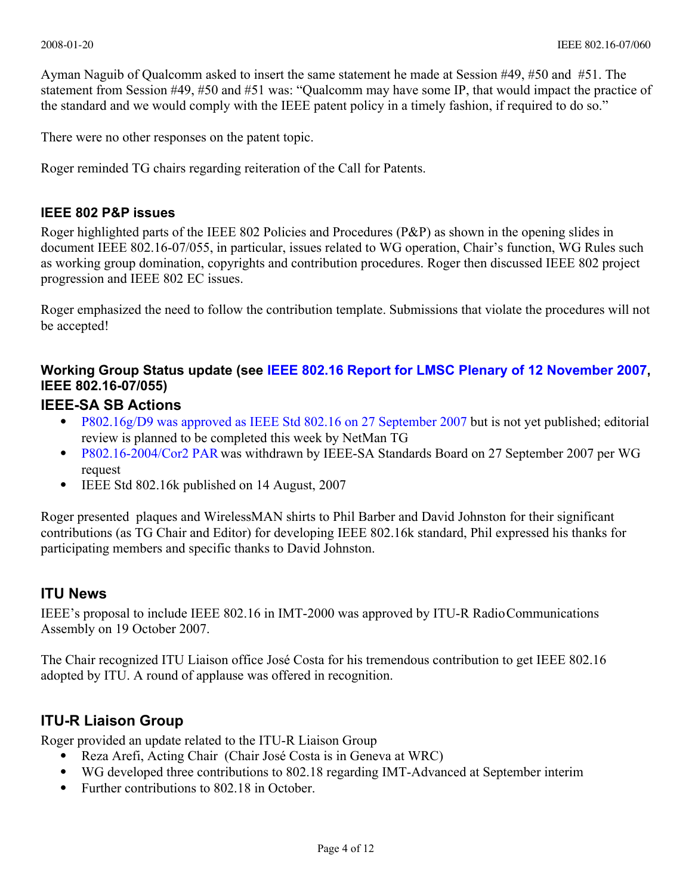Ayman Naguib of Qualcomm asked to insert the same statement he made at Session #49, #50 and #51. The statement from Session #49, #50 and #51 was: "Qualcomm may have some IP, that would impact the practice of the standard and we would comply with the IEEE patent policy in a timely fashion, if required to do so."

There were no other responses on the patent topic.

Roger reminded TG chairs regarding reiteration of the Call for Patents.

### IEEE 802 P&P issues

Roger highlighted parts of the IEEE 802 Policies and Procedures (P&P) as shown in the opening slides in document IEEE 802.16-07/055, in particular, issues related to WG operation, Chair's function, WG Rules such as working group domination, copyrights and contribution procedures. Roger then discussed IEEE 802 project progression and IEEE 802 EC issues.

Roger emphasized the need to follow the contribution template. Submissions that violate the procedures will not be accepted!

### Working Group Status update (see IEEE 802.16 Report for LMSC Plenary of 12 November 2007, IEEE 802.16-07/055)

## IEEE-SA SB Actions

- P802.16g/D9 was approved as IEEE Std 802.16 on 27 September 2007 but is not yet published; editorial review is planned to be completed this week by NetMan TG
- P802.16-2004/Cor2 PAR was withdrawn by IEEE-SA Standards Board on 27 September 2007 per WG request
- IEEE Std 802.16k published on 14 August, 2007

Roger presented plaques and WirelessMAN shirts to Phil Barber and David Johnston for their significant contributions (as TG Chair and Editor) for developing IEEE 802.16k standard, Phil expressed his thanks for participating members and specific thanks to David Johnston.

## ITU News

IEEE's proposal to include IEEE 802.16 in IMT-2000 was approved by ITU-R RadioCommunications Assembly on 19 October 2007.

The Chair recognized ITU Liaison office José Costa for his tremendous contribution to get IEEE 802.16 adopted by ITU. A round of applause was offered in recognition.

## ITU-R Liaison Group

Roger provided an update related to the ITU-R Liaison Group

- Reza Arefi, Acting Chair (Chair José Costa is in Geneva at WRC)
- WG developed three contributions to 802.18 regarding IMT-Advanced at September interim
- Further contributions to 802.18 in October.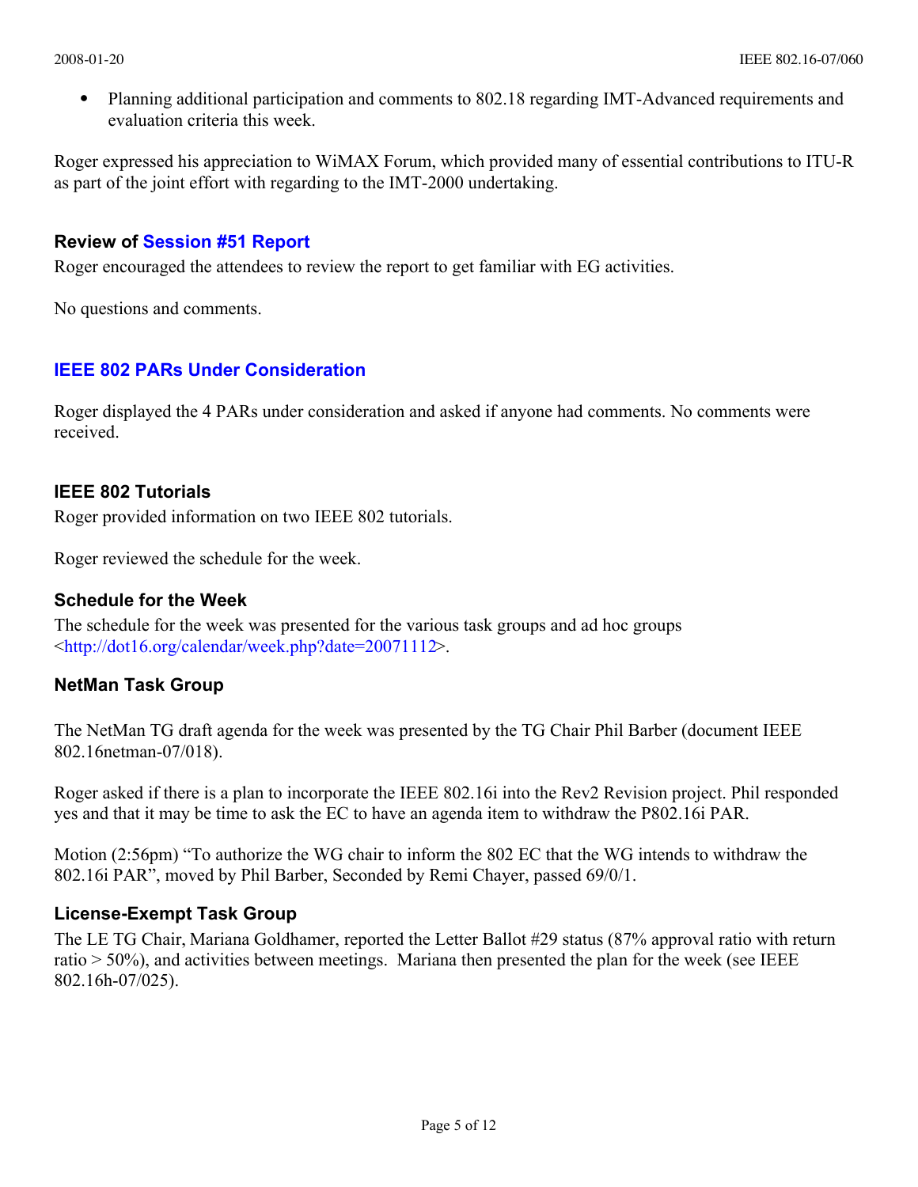- Planning additional participation and comments to 802.18 regarding IMT-Advanced requirements and evaluation criteria this week.

Roger expressed his appreciation to WiMAX Forum, which provided many of essential contributions to ITU-R as part of the joint effort with regarding to the IMT-2000 undertaking.

### Review of Session #51 Report

Roger encouraged the attendees to review the report to get familiar with EG activities.

No questions and comments.

### IEEE 802 PARs Under Consideration

Roger displayed the 4 PARs under consideration and asked if anyone had comments. No comments were received.

### IEEE 802 Tutorials

Roger provided information on two IEEE 802 tutorials.

Roger reviewed the schedule for the week.

### Schedule for the Week

The schedule for the week was presented for the various task groups and ad hoc groups <http://dot16.org/calendar/week.php?date=20071112>.

### NetMan Task Group

The NetMan TG draft agenda for the week was presented by the TG Chair Phil Barber (document IEEE 802.16netman-07/018).

Roger asked if there is a plan to incorporate the IEEE 802.16i into the Rev2 Revision project. Phil responded yes and that it may be time to ask the EC to have an agenda item to withdraw the P802.16i PAR.

Motion (2:56pm) "To authorize the WG chair to inform the 802 EC that the WG intends to withdraw the 802.16i PAR", moved by Phil Barber, Seconded by Remi Chayer, passed 69/0/1.

### License-Exempt Task Group

The LE TG Chair, Mariana Goldhamer, reported the Letter Ballot #29 status (87% approval ratio with return ratio > 50%), and activities between meetings. Mariana then presented the plan for the week (see IEEE 802.16h-07/025).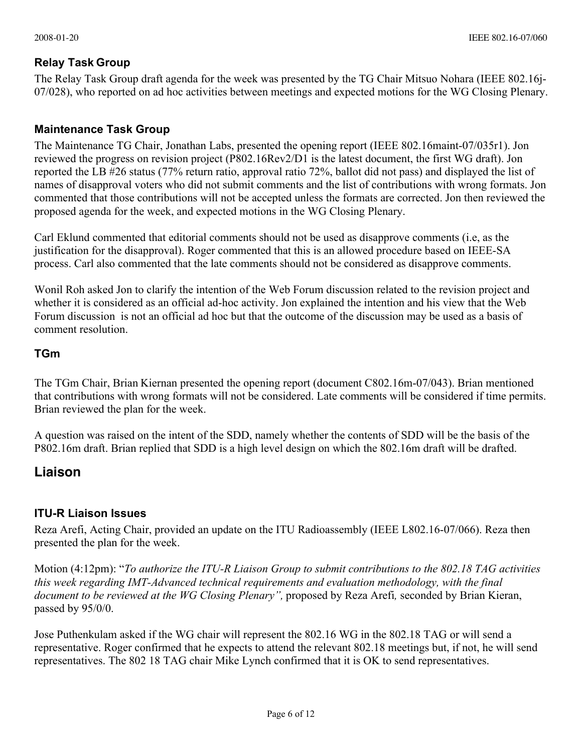### Relay Task Group

The Relay Task Group draft agenda for the week was presented by the TG Chair Mitsuo Nohara (IEEE 802.16j-07/028), who reported on ad hoc activities between meetings and expected motions for the WG Closing Plenary.

### Maintenance Task Group

The Maintenance TG Chair, Jonathan Labs, presented the opening report (IEEE 802.16maint-07/035r1). Jon reviewed the progress on revision project (P802.16Rev2/D1 is the latest document, the first WG draft). Jon reported the LB #26 status (77% return ratio, approval ratio 72%, ballot did not pass) and displayed the list of names of disapproval voters who did not submit comments and the list of contributions with wrong formats. Jon commented that those contributions will not be accepted unless the formats are corrected. Jon then reviewed the proposed agenda for the week, and expected motions in the WG Closing Plenary.

Carl Eklund commented that editorial comments should not be used as disapprove comments (i.e, as the justification for the disapproval). Roger commented that this is an allowed procedure based on IEEE-SA process. Carl also commented that the late comments should not be considered as disapprove comments.

Wonil Roh asked Jon to clarify the intention of the Web Forum discussion related to the revision project and whether it is considered as an official ad-hoc activity. Jon explained the intention and his view that the Web Forum discussion is not an official ad hoc but that the outcome of the discussion may be used as a basis of comment resolution.

### TGm

The TGm Chair, Brian Kiernan presented the opening report (document C802.16m-07/043). Brian mentioned that contributions with wrong formats will not be considered. Late comments will be considered if time permits. Brian reviewed the plan for the week.

A question was raised on the intent of the SDD, namely whether the contents of SDD will be the basis of the P802.16m draft. Brian replied that SDD is a high level design on which the 802.16m draft will be drafted.

## Liaison

### ITU-R Liaison Issues

Reza Arefi, Acting Chair, provided an update on the ITU Radioassembly (IEEE L802.16-07/066). Reza then presented the plan for the week.

Motion (4:12pm): "*To authorize the ITU-R Liaison Group to submit contributions to the 802.18 TAG activities this week regarding IMT-Advanced technical requirements and evaluation methodology, with the final document to be reviewed at the WG Closing Plenary",* proposed by Reza Arefi*,* seconded by Brian Kieran, passed by 95/0/0.

Jose Puthenkulam asked if the WG chair will represent the 802.16 WG in the 802.18 TAG or will send a representative. Roger confirmed that he expects to attend the relevant 802.18 meetings but, if not, he will send representatives. The 802 18 TAG chair Mike Lynch confirmed that it is OK to send representatives.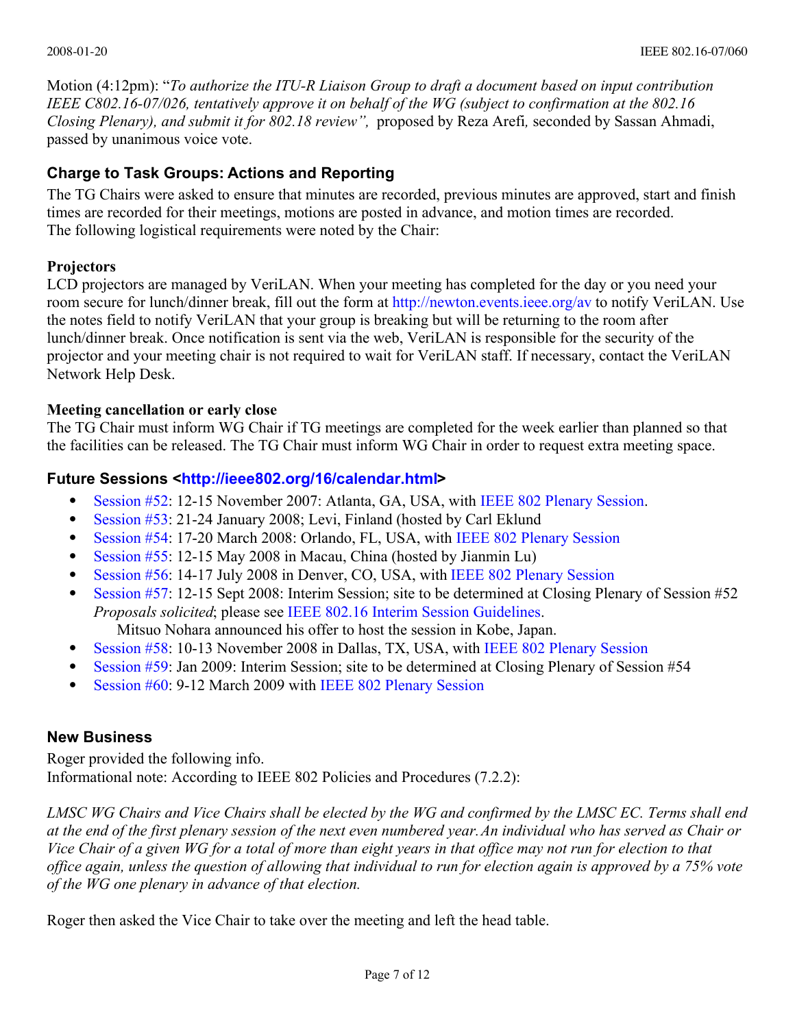Motion (4:12pm): "*To authorize the ITU-R Liaison Group to draft a document based on input contribution IEEE C802.16-07/026, tentatively approve it on behalf of the WG (subject to confirmation at the 802.16 Closing Plenary), and submit it for 802.18 review",* proposed by Reza Arefi, seconded by Sassan Ahmadi, passed by unanimous voice vote.

## Charge to Task Groups: Actions and Reporting

The TG Chairs were asked to ensure that minutes are recorded, previous minutes are approved, start and finish times are recorded for their meetings, motions are posted in advance, and motion times are recorded.
The following logistical requirements were noted by the Chair:

**Projectors**
LCD projectors are managed by VeriLAN. When your meeting has completed for the day or you need your room secure for lunch/dinner break, fill out the form at http://newton.events.ieee.org/av to notify VeriLAN. Use the notes field to notify VeriLAN that your group is breaking but will be returning to the room after lunch/dinner break. Once notification is sent via the web, VeriLAN is responsible for the security of the projector and your meeting chair is not required to wait for VeriLAN staff. If necessary, contact the VeriLAN Network Help Desk.

**Meeting cancellation or early close**
The TG Chair must inform WG Chair if TG meetings are completed for the week earlier than planned so that the facilities can be released. The TG Chair must inform WG Chair in order to request extra meeting space.

## Future Sessions <http://ieee802.org/16/calendar.html>

- Session #52: 12-15 November 2007: Atlanta, GA, USA, with IEEE 802 Plenary Session.
- Session #53: 21-24 January 2008; Levi, Finland (hosted by Carl Eklund
- Session #54: 17-20 March 2008: Orlando, FL, USA, with IEEE 802 Plenary Session
- Session #55: 12-15 May 2008 in Macau, China (hosted by Jianmin Lu)
- Session #56: 14-17 July 2008 in Denver, CO, USA, with IEEE 802 Plenary Session
- Session #57: 12-15 Sept 2008: Interim Session; site to be determined at Closing Plenary of Session #52 *Proposals solicited*; please see IEEE 802.16 Interim Session Guidelines.
  Mitsuo Nohara announced his offer to host the session in Kobe, Japan.
- Session #58: 10-13 November 2008 in Dallas, TX, USA, with IEEE 802 Plenary Session
- Session #59: Jan 2009: Interim Session; site to be determined at Closing Plenary of Session #54
- Session #60: 9-12 March 2009 with IEEE 802 Plenary Session

## New Business

Roger provided the following info.
Informational note: According to IEEE 802 Policies and Procedures (7.2.2):

*LMSC WG Chairs and Vice Chairs shall be elected by the WG and confirmed by the LMSC EC. Terms shall end at the end of the first plenary session of the next even numbered year. An individual who has served as Chair or Vice Chair of a given WG for a total of more than eight years in that office may not run for election to that office again, unless the question of allowing that individual to run for election again is approved by a 75% vote of the WG one plenary in advance of that election.*

Roger then asked the Vice Chair to take over the meeting and left the head table.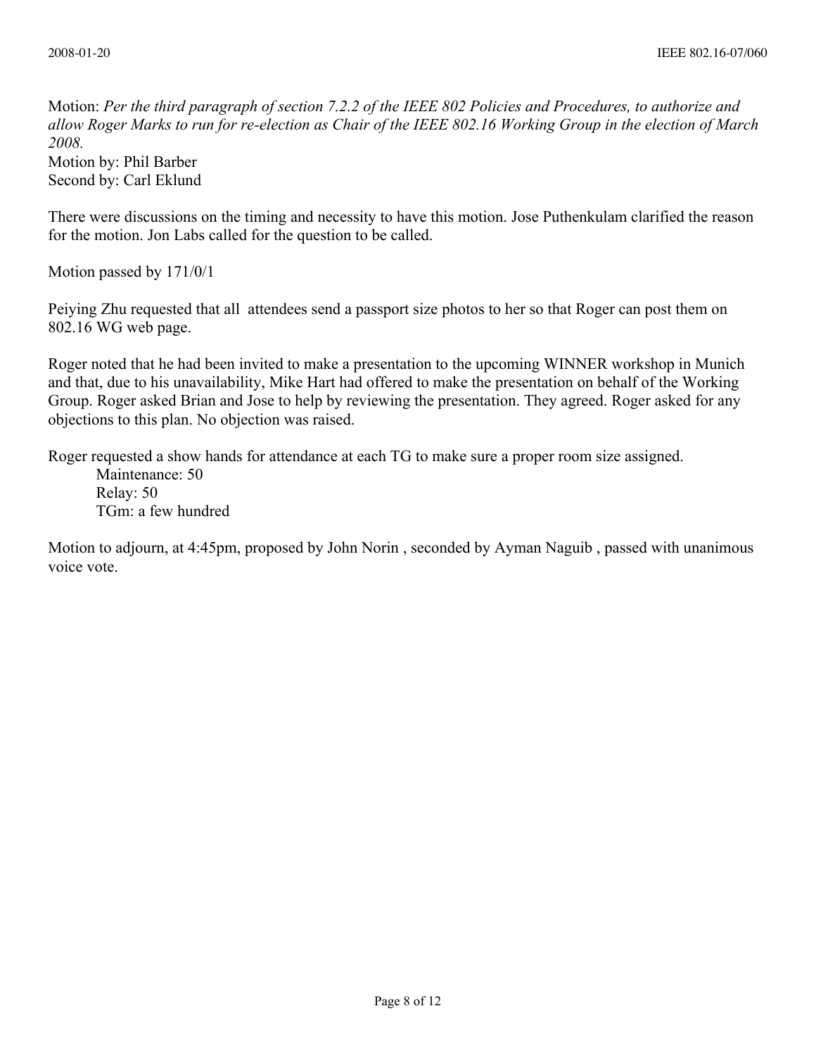Motion: *Per the third paragraph of section 7.2.2 of the IEEE 802 Policies and Procedures, to authorize and allow Roger Marks to run for re-election as Chair of the IEEE 802.16 Working Group in the election of March 2008.*
Motion by: Phil Barber
Second by: Carl Eklund

There were discussions on the timing and necessity to have this motion. Jose Puthenkulam clarified the reason for the motion. Jon Labs called for the question to be called.

Motion passed by 171/0/1

Peiying Zhu requested that all attendees send a passport size photos to her so that Roger can post them on 802.16 WG web page.

Roger noted that he had been invited to make a presentation to the upcoming WINNER workshop in Munich and that, due to his unavailability, Mike Hart had offered to make the presentation on behalf of the Working Group. Roger asked Brian and Jose to help by reviewing the presentation. They agreed. Roger asked for any objections to this plan. No objection was raised.

Roger requested a show hands for attendance at each TG to make sure a proper room size assigned.

Maintenance: 50
Relay: 50
TGm: a few hundred

Motion to adjourn, at 4:45pm, proposed by John Norin , seconded by Ayman Naguib , passed with unanimous voice vote.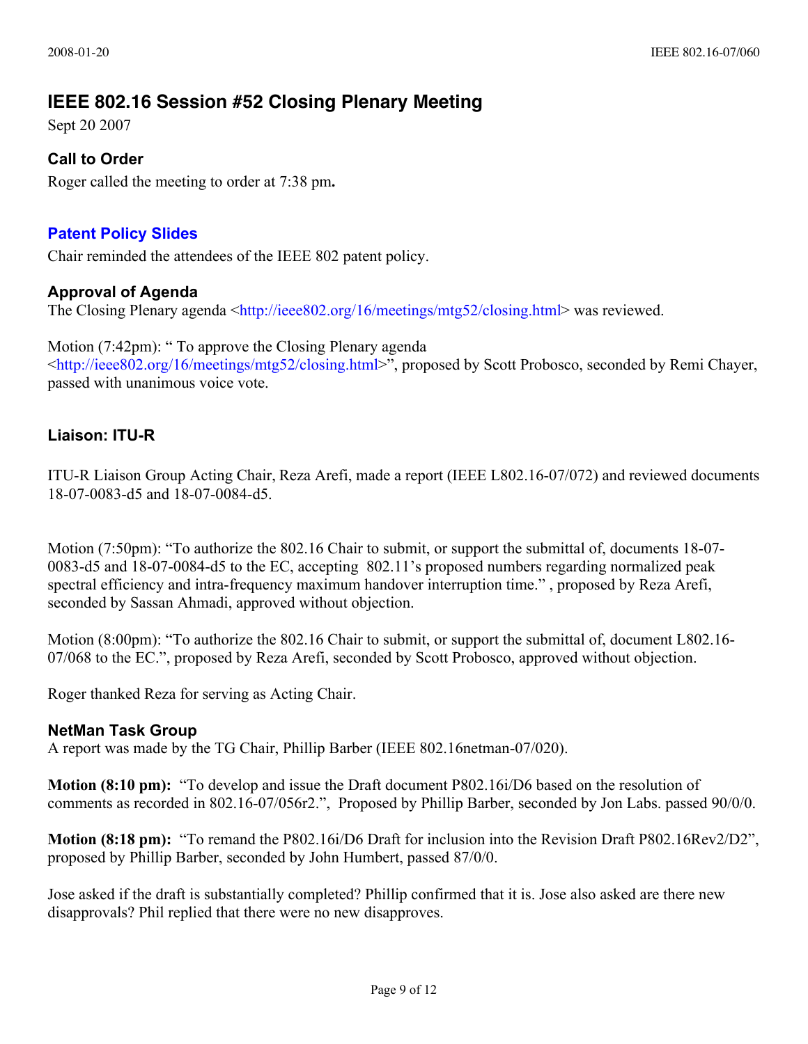## IEEE 802.16 Session #52 Closing Plenary Meeting

Sept 20 2007

### Call to Order

Roger called the meeting to order at 7:38 pm**.**

### Patent Policy Slides

Chair reminded the attendees of the IEEE 802 patent policy.

### Approval of Agenda

The Closing Plenary agenda <http://ieee802.org/16/meetings/mtg52/closing.html> was reviewed.

Motion (7:42pm): " To approve the Closing Plenary agenda <http://ieee802.org/16/meetings/mtg52/closing.html>", proposed by Scott Probosco, seconded by Remi Chayer, passed with unanimous voice vote.

### Liaison: ITU-R

ITU-R Liaison Group Acting Chair, Reza Arefi, made a report (IEEE L802.16-07/072) and reviewed documents 18-07-0083-d5 and 18-07-0084-d5.

Motion (7:50pm): "To authorize the 802.16 Chair to submit, or support the submittal of, documents 18-07-0083-d5 and 18-07-0084-d5 to the EC, accepting 802.11's proposed numbers regarding normalized peak spectral efficiency and intra-frequency maximum handover interruption time." , proposed by Reza Arefi, seconded by Sassan Ahmadi, approved without objection.

Motion (8:00pm): "To authorize the 802.16 Chair to submit, or support the submittal of, document L802.16-07/068 to the EC.", proposed by Reza Arefi, seconded by Scott Probosco, approved without objection.

Roger thanked Reza for serving as Acting Chair.

### NetMan Task Group

A report was made by the TG Chair, Phillip Barber (IEEE 802.16netman-07/020).

**Motion (8:10 pm):** "To develop and issue the Draft document P802.16i/D6 based on the resolution of comments as recorded in 802.16-07/056r2.", Proposed by Phillip Barber, seconded by Jon Labs. passed 90/0/0.

**Motion (8:18 pm):** "To remand the P802.16i/D6 Draft for inclusion into the Revision Draft P802.16Rev2/D2", proposed by Phillip Barber, seconded by John Humbert, passed 87/0/0.

Jose asked if the draft is substantially completed? Phillip confirmed that it is. Jose also asked are there new disapprovals? Phil replied that there were no new disapproves.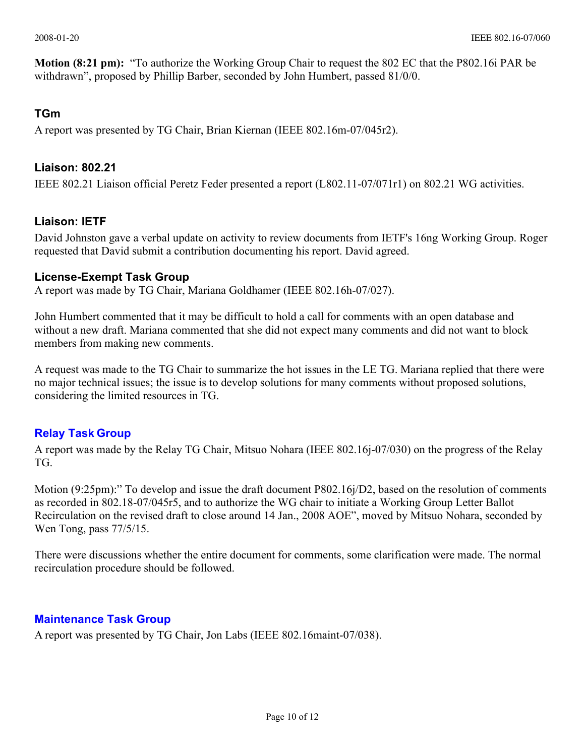**Motion (8:21 pm):** "To authorize the Working Group Chair to request the 802 EC that the P802.16i PAR be withdrawn", proposed by Phillip Barber, seconded by John Humbert, passed 81/0/0.

### TGm

A report was presented by TG Chair, Brian Kiernan (IEEE 802.16m-07/045r2).

### Liaison: 802.21

IEEE 802.21 Liaison official Peretz Feder presented a report (L802.11-07/071r1) on 802.21 WG activities.

### Liaison: IETF

David Johnston gave a verbal update on activity to review documents from IETF's 16ng Working Group. Roger requested that David submit a contribution documenting his report. David agreed.

### License-Exempt Task Group

A report was made by TG Chair, Mariana Goldhamer (IEEE 802.16h-07/027).

John Humbert commented that it may be difficult to hold a call for comments with an open database and without a new draft. Mariana commented that she did not expect many comments and did not want to block members from making new comments.

A request was made to the TG Chair to summarize the hot issues in the LE TG. Mariana replied that there were no major technical issues; the issue is to develop solutions for many comments without proposed solutions, considering the limited resources in TG.

### Relay Task Group

A report was made by the Relay TG Chair, Mitsuo Nohara (IEEE 802.16j-07/030) on the progress of the Relay TG.

Motion (9:25pm):" To develop and issue the draft document P802.16j/D2, based on the resolution of comments as recorded in 802.18-07/045r5, and to authorize the WG chair to initiate a Working Group Letter Ballot Recirculation on the revised draft to close around 14 Jan., 2008 AOE", moved by Mitsuo Nohara, seconded by Wen Tong, pass 77/5/15.

There were discussions whether the entire document for comments, some clarification were made. The normal recirculation procedure should be followed.

### Maintenance Task Group

A report was presented by TG Chair, Jon Labs (IEEE 802.16maint-07/038).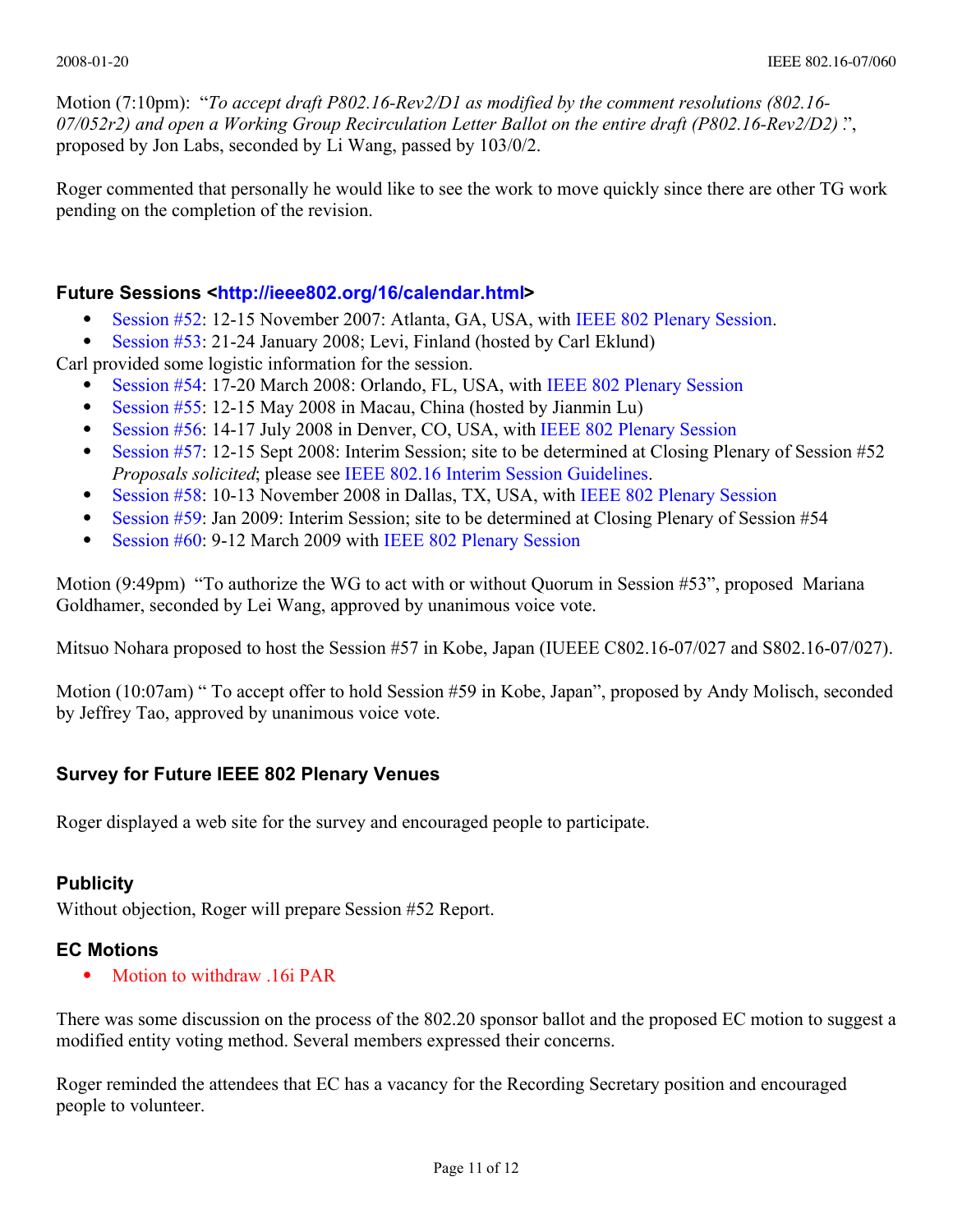Motion (7:10pm): "*To accept draft P802.16-Rev2/D1 as modified by the comment resolutions (802.16-07/052r2) and open a Working Group Recirculation Letter Ballot on the entire draft (P802.16-Rev2/D2) .*", proposed by Jon Labs, seconded by Li Wang, passed by 103/0/2.

Roger commented that personally he would like to see the work to move quickly since there are other TG work pending on the completion of the revision.

### Future Sessions <http://ieee802.org/16/calendar.html>

- Session #52: 12-15 November 2007: Atlanta, GA, USA, with IEEE 802 Plenary Session.
- Session #53: 21-24 January 2008; Levi, Finland (hosted by Carl Eklund)

Carl provided some logistic information for the session.

- Session #54: 17-20 March 2008: Orlando, FL, USA, with IEEE 802 Plenary Session
- Session #55: 12-15 May 2008 in Macau, China (hosted by Jianmin Lu)
- Session #56: 14-17 July 2008 in Denver, CO, USA, with IEEE 802 Plenary Session
- Session #57: 12-15 Sept 2008: Interim Session; site to be determined at Closing Plenary of Session #52 *Proposals solicited*; please see IEEE 802.16 Interim Session Guidelines.
- Session #58: 10-13 November 2008 in Dallas, TX, USA, with IEEE 802 Plenary Session
- Session #59: Jan 2009: Interim Session; site to be determined at Closing Plenary of Session #54
- Session #60: 9-12 March 2009 with IEEE 802 Plenary Session

Motion (9:49pm) "To authorize the WG to act with or without Quorum in Session #53", proposed Mariana Goldhamer, seconded by Lei Wang, approved by unanimous voice vote.

Mitsuo Nohara proposed to host the Session #57 in Kobe, Japan (IUEEE C802.16-07/027 and S802.16-07/027).

Motion (10:07am) " To accept offer to hold Session #59 in Kobe, Japan", proposed by Andy Molisch, seconded by Jeffrey Tao, approved by unanimous voice vote.

### Survey for Future IEEE 802 Plenary Venues

Roger displayed a web site for the survey and encouraged people to participate.

### Publicity

Without objection, Roger will prepare Session #52 Report.

### EC Motions

- Motion to withdraw .16i PAR

There was some discussion on the process of the 802.20 sponsor ballot and the proposed EC motion to suggest a modified entity voting method. Several members expressed their concerns.

Roger reminded the attendees that EC has a vacancy for the Recording Secretary position and encouraged people to volunteer.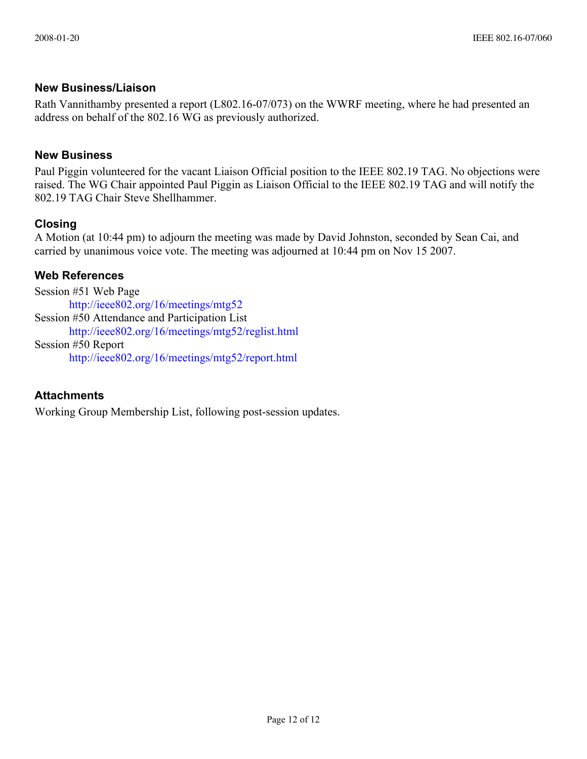## New Business/Liaison

Rath Vannithamby presented a report (L802.16-07/073) on the WWRF meeting, where he had presented an address on behalf of the 802.16 WG as previously authorized.

## New Business

Paul Piggin volunteered for the vacant Liaison Official position to the IEEE 802.19 TAG. No objections were raised. The WG Chair appointed Paul Piggin as Liaison Official to the IEEE 802.19 TAG and will notify the 802.19 TAG Chair Steve Shellhammer.

## Closing

A Motion (at 10:44 pm) to adjourn the meeting was made by David Johnston, seconded by Sean Cai, and carried by unanimous voice vote. The meeting was adjourned at 10:44 pm on Nov 15 2007.

## Web References

Session #51 Web Page
 http://ieee802.org/16/meetings/mtg52
Session #50 Attendance and Participation List
 http://ieee802.org/16/meetings/mtg52/reglist.html
Session #50 Report
 http://ieee802.org/16/meetings/mtg52/report.html

## Attachments

Working Group Membership List, following post-session updates.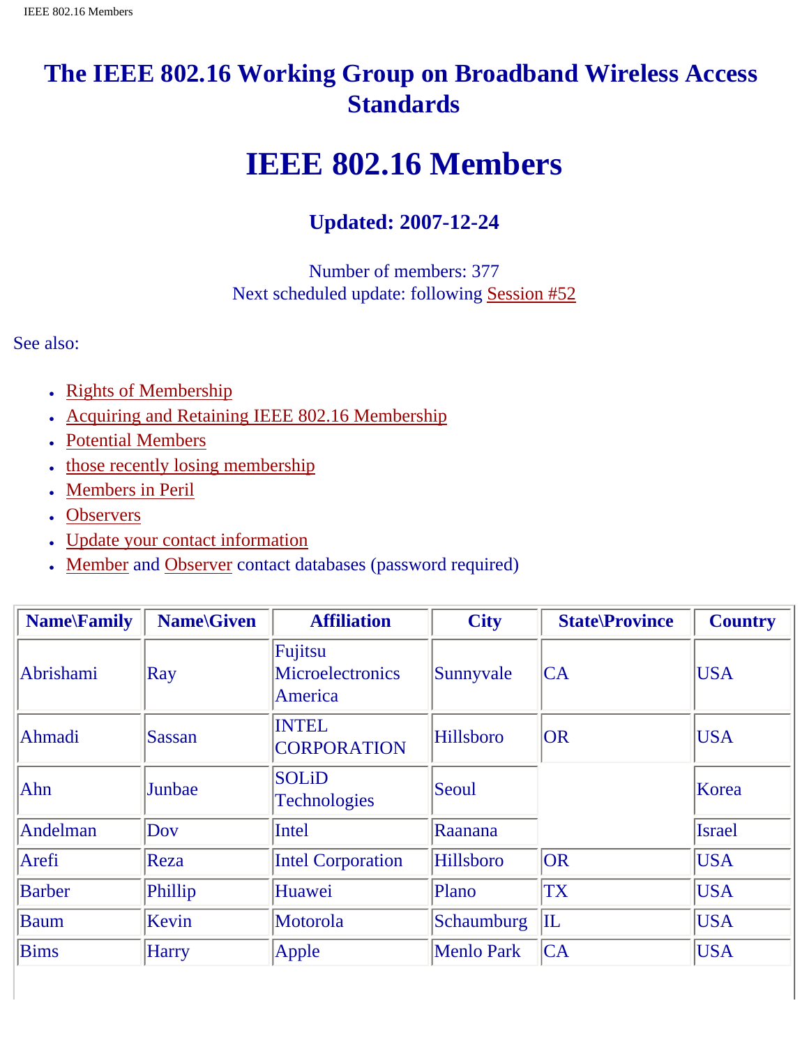# The IEEE 802.16 Working Group on Broadband Wireless Access Standards

# IEEE 802.16 Members

### Updated: 2007-12-24

Number of members: 377
Next scheduled update: following Session #52

See also:

- Rights of Membership
- Acquiring and Retaining IEEE 802.16 Membership
- Potential Members
- those recently losing membership
- Members in Peril
- Observers
- Update your contact information
- Member and Observer contact databases (password required)

| Name\Family | Name\Given | Affiliation | City | State\Province | Country |
|---|---|---|---|---|---|
| Abrishami | Ray | Fujitsu Microelectronics America | Sunnyvale | CA | USA |
| Ahmadi | Sassan | INTEL CORPORATION | Hillsboro | OR | USA |
| Ahn | Junbae | SOLiD Technologies | Seoul | | Korea |
| Andelman | Dov | Intel | Raanana | | Israel |
| Arefi | Reza | Intel Corporation | Hillsboro | OR | USA |
| Barber | Phillip | Huawei | Plano | TX | USA |
| Baum | Kevin | Motorola | Schaumburg | IL | USA |
| Bims | Harry | Apple | Menlo Park | CA | USA |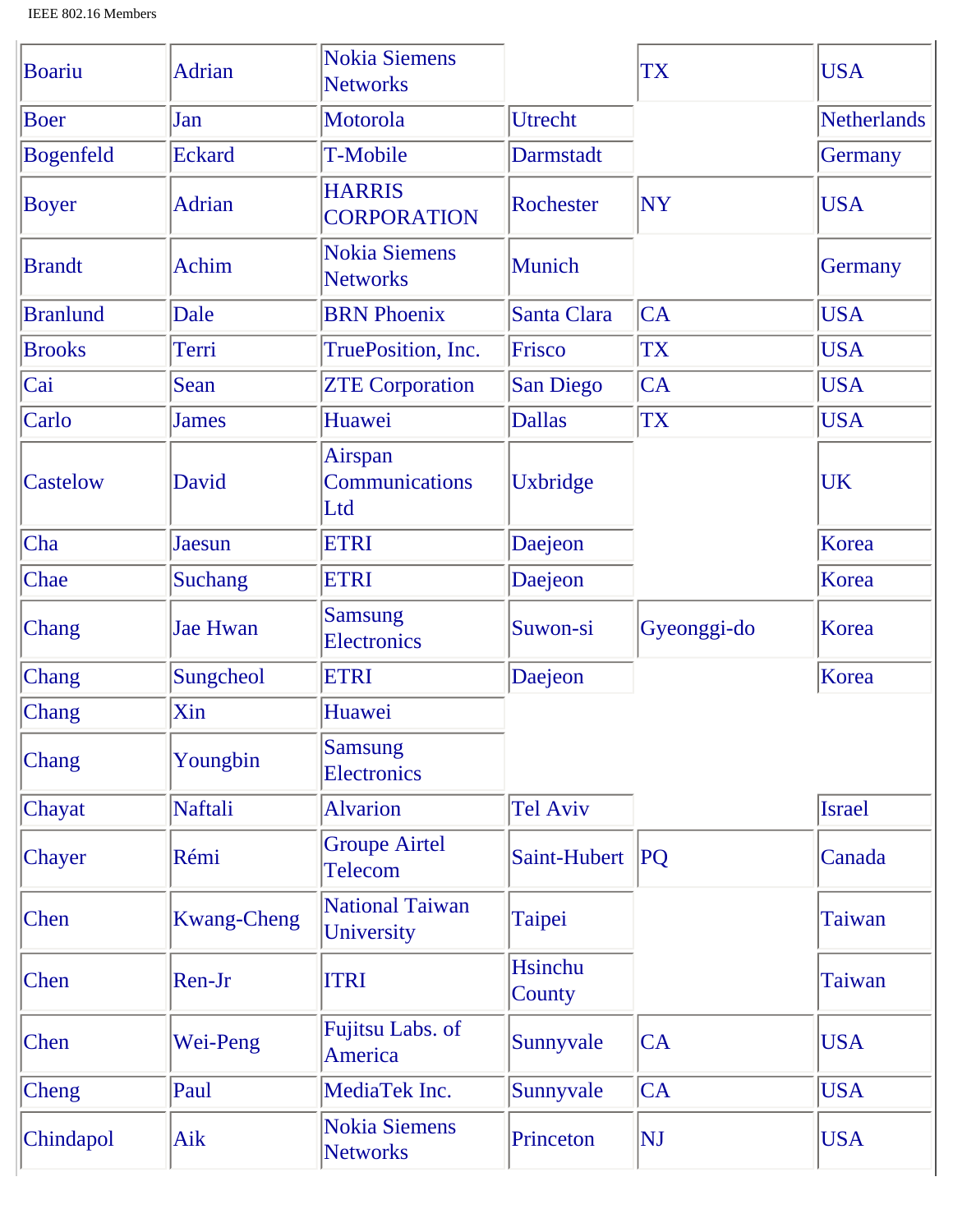| | | | | | |
|---|---|---|---|---|---|
| Boariu | Adrian | Nokia Siemens Networks | | TX | USA |
| Boer | Jan | Motorola | Utrecht | | Netherlands |
| Bogenfeld | Eckard | T-Mobile | Darmstadt | | Germany |
| Boyer | Adrian | HARRIS CORPORATION | Rochester | NY | USA |
| Brandt | Achim | Nokia Siemens Networks | Munich | | Germany |
| Branlund | Dale | BRN Phoenix | Santa Clara | CA | USA |
| Brooks | Terri | TruePosition, Inc. | Frisco | TX | USA |
| Cai | Sean | ZTE Corporation | San Diego | CA | USA |
| Carlo | James | Huawei | Dallas | TX | USA |
| Castelow | David | Airspan Communications Ltd | Uxbridge | | UK |
| Cha | Jaesun | ETRI | Daejeon | | Korea |
| Chae | Suchang | ETRI | Daejeon | | Korea |
| Chang | Jae Hwan | Samsung Electronics | Suwon-si | Gyeonggi-do | Korea |
| Chang | Sungcheol | ETRI | Daejeon | | Korea |
| Chang | Xin | Huawei | | | |
| Chang | Youngbin | Samsung Electronics | | | |
| Chayat | Naftali | Alvarion | Tel Aviv | | Israel |
| Chayer | Rémi | Groupe Airtel Telecom | Saint-Hubert | PQ | Canada |
| Chen | Kwang-Cheng | National Taiwan University | Taipei | | Taiwan |
| Chen | Ren-Jr | ITRI | Hsinchu County | | Taiwan |
| Chen | Wei-Peng | Fujitsu Labs. of America | Sunnyvale | CA | USA |
| Cheng | Paul | MediaTek Inc. | Sunnyvale | CA | USA |
| Chindapol | Aik | Nokia Siemens Networks | Princeton | NJ | USA |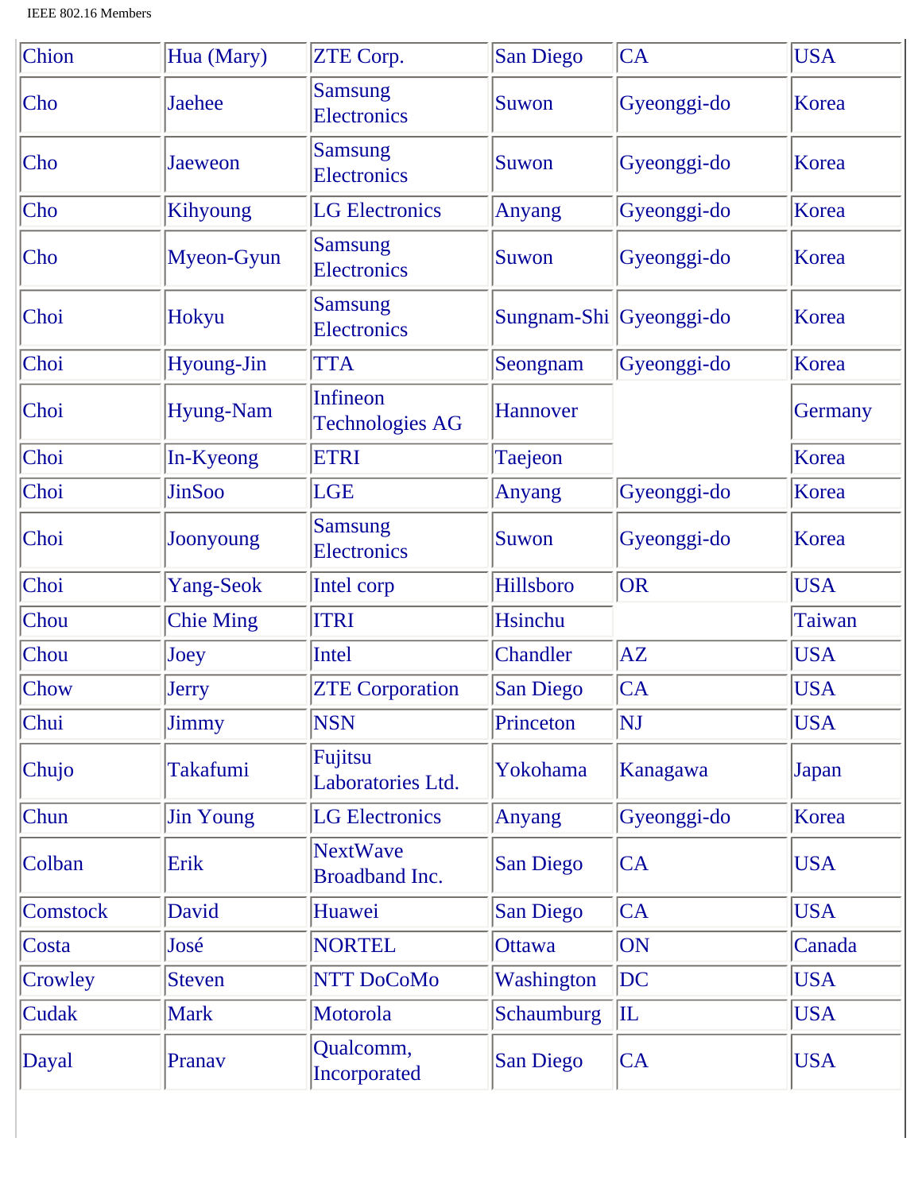| Chion | Hua (Mary) | ZTE Corp. | San Diego | CA | USA |
|---|---|---|---|---|---|
| Cho | Jaehee | Samsung Electronics | Suwon | Gyeonggi-do | Korea |
| Cho | Jaeweon | Samsung Electronics | Suwon | Gyeonggi-do | Korea |
| Cho | Kihyoung | LG Electronics | Anyang | Gyeonggi-do | Korea |
| Cho | Myeon-Gyun | Samsung Electronics | Suwon | Gyeonggi-do | Korea |
| Choi | Hokyu | Samsung Electronics | Sungnam-Shi | Gyeonggi-do | Korea |
| Choi | Hyoung-Jin | TTA | Seongnam | Gyeonggi-do | Korea |
| Choi | Hyung-Nam | Infineon Technologies AG | Hannover | | Germany |
| Choi | In-Kyeong | ETRI | Taejeon | | Korea |
| Choi | JinSoo | LGE | Anyang | Gyeonggi-do | Korea |
| Choi | Joonyoung | Samsung Electronics | Suwon | Gyeonggi-do | Korea |
| Choi | Yang-Seok | Intel corp | Hillsboro | OR | USA |
| Chou | Chie Ming | ITRI | Hsinchu | | Taiwan |
| Chou | Joey | Intel | Chandler | AZ | USA |
| Chow | Jerry | ZTE Corporation | San Diego | CA | USA |
| Chui | Jimmy | NSN | Princeton | NJ | USA |
| Chujo | Takafumi | Fujitsu Laboratories Ltd. | Yokohama | Kanagawa | Japan |
| Chun | Jin Young | LG Electronics | Anyang | Gyeonggi-do | Korea |
| Colban | Erik | NextWave Broadband Inc. | San Diego | CA | USA |
| Comstock | David | Huawei | San Diego | CA | USA |
| Costa | José | NORTEL | Ottawa | ON | Canada |
| Crowley | Steven | NTT DoCoMo | Washington | DC | USA |
| Cudak | Mark | Motorola | Schaumburg | IL | USA |
| Dayal | Pranav | Qualcomm, Incorporated | San Diego | CA | USA |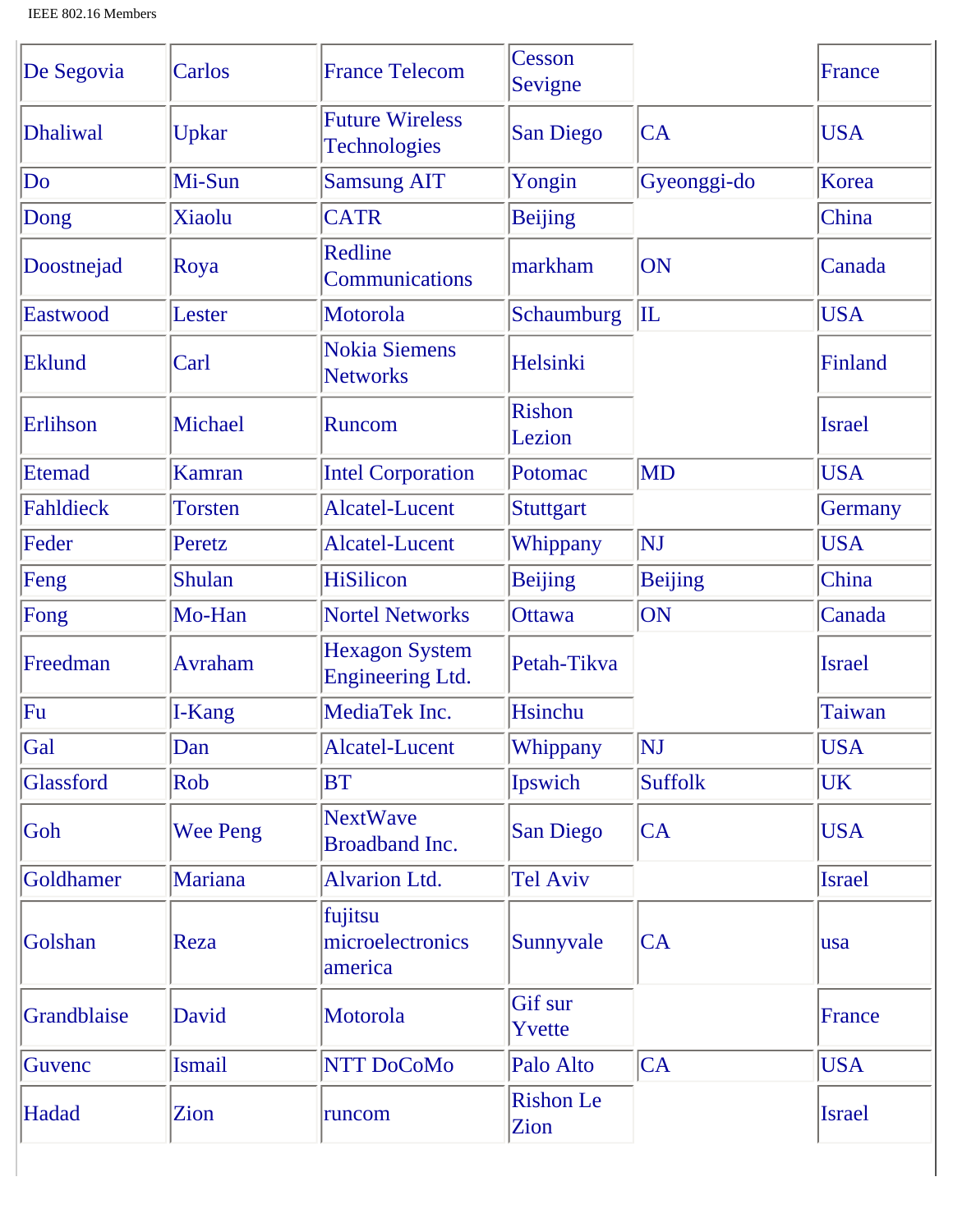| | | | | | |
|---|---|---|---|---|---|
| De Segovia | Carlos | France Telecom | Cesson Sevigne | | France |
| Dhaliwal | Upkar | Future Wireless Technologies | San Diego | CA | USA |
| Do | Mi-Sun | Samsung AIT | Yongin | Gyeonggi-do | Korea |
| Dong | Xiaolu | CATR | Beijing | | China |
| Doostnejad | Roya | Redline Communications | markham | ON | Canada |
| Eastwood | Lester | Motorola | Schaumburg | IL | USA |
| Eklund | Carl | Nokia Siemens Networks | Helsinki | | Finland |
| Erlihson | Michael | Runcom | Rishon Lezion | | Israel |
| Etemad | Kamran | Intel Corporation | Potomac | MD | USA |
| Fahldieck | Torsten | Alcatel-Lucent | Stuttgart | | Germany |
| Feder | Peretz | Alcatel-Lucent | Whippany | NJ | USA |
| Feng | Shulan | HiSilicon | Beijing | Beijing | China |
| Fong | Mo-Han | Nortel Networks | Ottawa | ON | Canada |
| Freedman | Avraham | Hexagon System Engineering Ltd. | Petah-Tikva | | Israel |
| Fu | I-Kang | MediaTek Inc. | Hsinchu | | Taiwan |
| Gal | Dan | Alcatel-Lucent | Whippany | NJ | USA |
| Glassford | Rob | BT | Ipswich | Suffolk | UK |
| Goh | Wee Peng | NextWave Broadband Inc. | San Diego | CA | USA |
| Goldhamer | Mariana | Alvarion Ltd. | Tel Aviv | | Israel |
| Golshan | Reza | fujitsu microelectronics america | Sunnyvale | CA | usa |
| Grandblaise | David | Motorola | Gif sur Yvette | | France |
| Guvenc | Ismail | NTT DoCoMo | Palo Alto | CA | USA |
| Hadad | Zion | runcom | Rishon Le Zion | | Israel |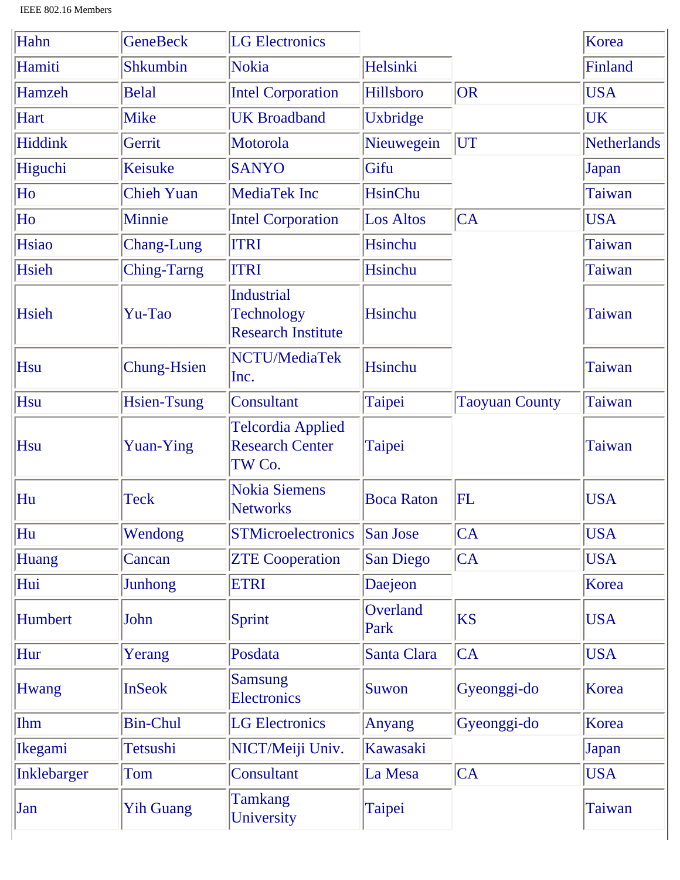| | | | | | |
|---|---|---|---|---|---|
| Hahn | GeneBeck | LG Electronics | | | Korea |
| Hamiti | Shkumbin | Nokia | Helsinki | | Finland |
| Hamzeh | Belal | Intel Corporation | Hillsboro | OR | USA |
| Hart | Mike | UK Broadband | Uxbridge | | UK |
| Hiddink | Gerrit | Motorola | Nieuwegein | UT | Netherlands |
| Higuchi | Keisuke | SANYO | Gifu | | Japan |
| Ho | Chieh Yuan | MediaTek Inc | HsinChu | | Taiwan |
| Ho | Minnie | Intel Corporation | Los Altos | CA | USA |
| Hsiao | Chang-Lung | ITRI | Hsinchu | | Taiwan |
| Hsieh | Ching-Tarng | ITRI | Hsinchu | | Taiwan |
| Hsieh | Yu-Tao | Industrial Technology Research Institute | Hsinchu | | Taiwan |
| Hsu | Chung-Hsien | NCTU/MediaTek Inc. | Hsinchu | | Taiwan |
| Hsu | Hsien-Tsung | Consultant | Taipei | Taoyuan County | Taiwan |
| Hsu | Yuan-Ying | Telcordia Applied Research Center TW Co. | Taipei | | Taiwan |
| Hu | Teck | Nokia Siemens Networks | Boca Raton | FL | USA |
| Hu | Wendong | STMicroelectronics | San Jose | CA | USA |
| Huang | Cancan | ZTE Cooperation | San Diego | CA | USA |
| Hui | Junhong | ETRI | Daejeon | | Korea |
| Humbert | John | Sprint | Overland Park | KS | USA |
| Hur | Yerang | Posdata | Santa Clara | CA | USA |
| Hwang | InSeok | Samsung Electronics | Suwon | Gyeonggi-do | Korea |
| Ihm | Bin-Chul | LG Electronics | Anyang | Gyeonggi-do | Korea |
| Ikegami | Tetsushi | NICT/Meiji Univ. | Kawasaki | | Japan |
| Inklebarger | Tom | Consultant | La Mesa | CA | USA |
| Jan | Yih Guang | Tamkang University | Taipei | | Taiwan |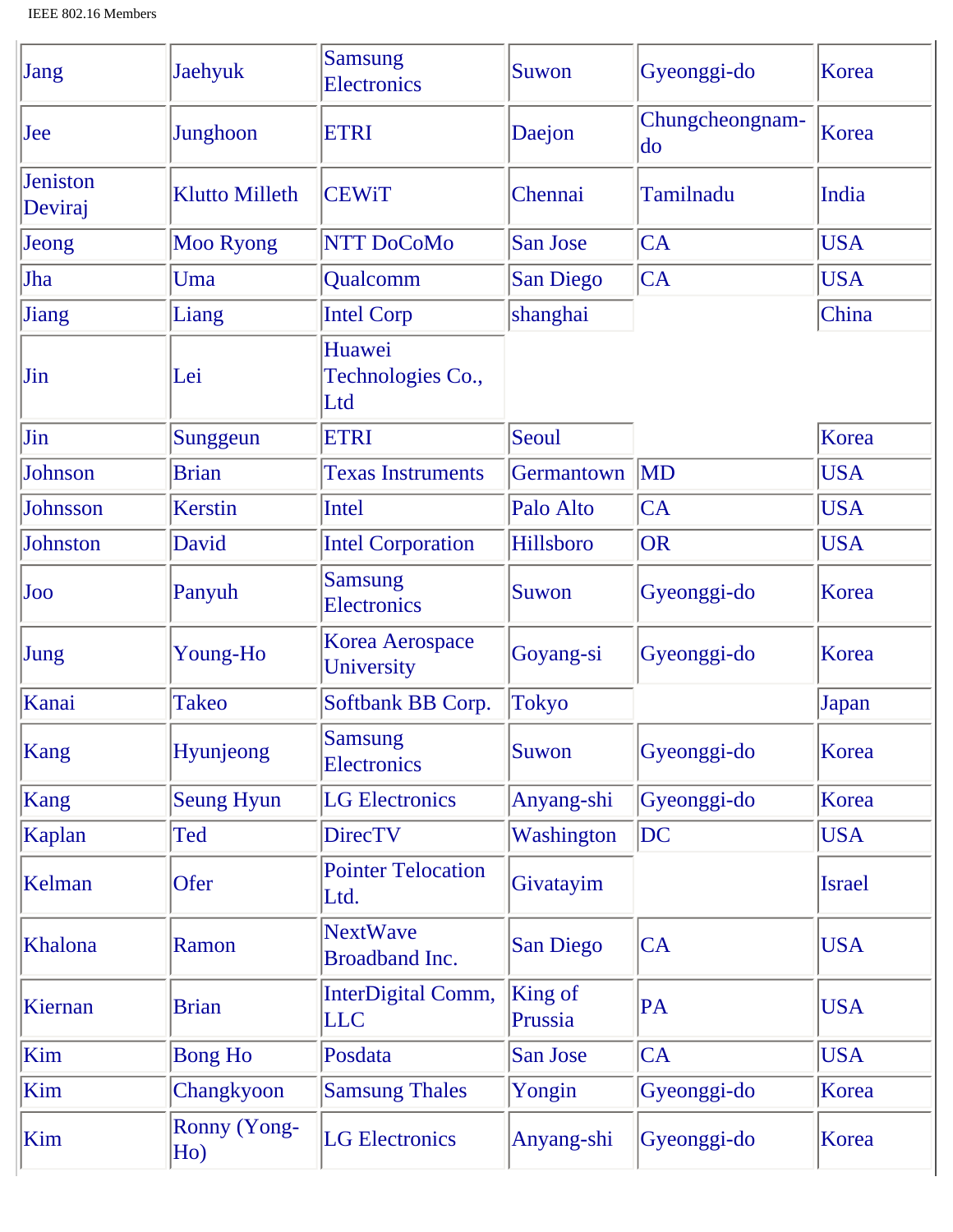| Jang | Jaehyuk | Samsung Electronics | Suwon | Gyeonggi-do | Korea |
|---|---|---|---|---|---|
| Jee | Junghoon | ETRI | Daejon | Chungcheongnam-do | Korea |
| Jeniston Deviraj | Klutto Milleth | CEWiT | Chennai | Tamilnadu | India |
| Jeong | Moo Ryong | NTT DoCoMo | San Jose | CA | USA |
| Jha | Uma | Qualcomm | San Diego | CA | USA |
| Jiang | Liang | Intel Corp | shanghai | | China |
| Jin | Lei | Huawei Technologies Co., Ltd | | | |
| Jin | Sunggeun | ETRI | Seoul | | Korea |
| Johnson | Brian | Texas Instruments | Germantown | MD | USA |
| Johnsson | Kerstin | Intel | Palo Alto | CA | USA |
| Johnston | David | Intel Corporation | Hillsboro | OR | USA |
| Joo | Panyuh | Samsung Electronics | Suwon | Gyeonggi-do | Korea |
| Jung | Young-Ho | Korea Aerospace University | Goyang-si | Gyeonggi-do | Korea |
| Kanai | Takeo | Softbank BB Corp. | Tokyo | | Japan |
| Kang | Hyunjeong | Samsung Electronics | Suwon | Gyeonggi-do | Korea |
| Kang | Seung Hyun | LG Electronics | Anyang-shi | Gyeonggi-do | Korea |
| Kaplan | Ted | DirecTV | Washington | DC | USA |
| Kelman | Ofer | Pointer Telocation Ltd. | Givatayim | | Israel |
| Khalona | Ramon | NextWave Broadband Inc. | San Diego | CA | USA |
| Kiernan | Brian | InterDigital Comm, LLC | King of Prussia | PA | USA |
| Kim | Bong Ho | Posdata | San Jose | CA | USA |
| Kim | Changkyoon | Samsung Thales | Yongin | Gyeonggi-do | Korea |
| Kim | Ronny (Yong-Ho) | LG Electronics | Anyang-shi | Gyeonggi-do | Korea |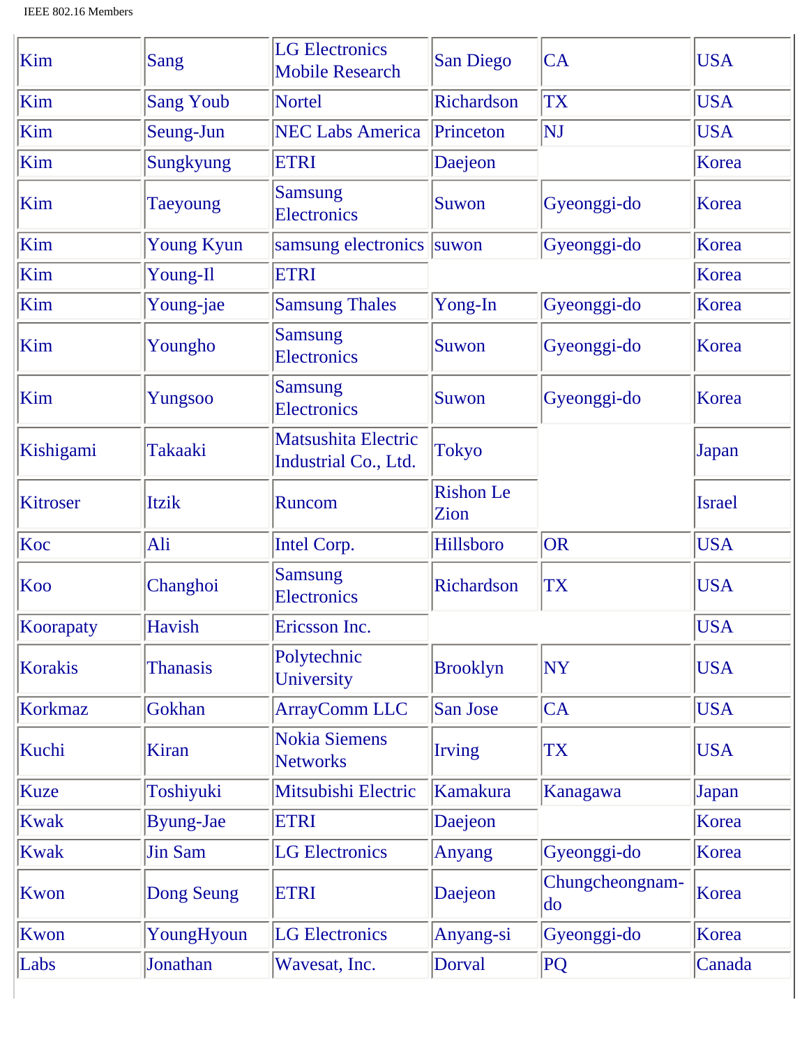| Kim | Sang | LG Electronics Mobile Research | San Diego | CA | USA |
|---|---|---|---|---|---|
| Kim | Sang Youb | Nortel | Richardson | TX | USA |
| Kim | Seung-Jun | NEC Labs America | Princeton | NJ | USA |
| Kim | Sungkyung | ETRI | Daejeon | | Korea |
| Kim | Taeyoung | Samsung Electronics | Suwon | Gyeonggi-do | Korea |
| Kim | Young Kyun | samsung electronics | suwon | Gyeonggi-do | Korea |
| Kim | Young-Il | ETRI | | | Korea |
| Kim | Young-jae | Samsung Thales | Yong-In | Gyeonggi-do | Korea |
| Kim | Youngho | Samsung Electronics | Suwon | Gyeonggi-do | Korea |
| Kim | Yungsoo | Samsung Electronics | Suwon | Gyeonggi-do | Korea |
| Kishigami | Takaaki | Matsushita Electric Industrial Co., Ltd. | Tokyo | | Japan |
| Kitroser | Itzik | Runcom | Rishon Le Zion | | Israel |
| Koc | Ali | Intel Corp. | Hillsboro | OR | USA |
| Koo | Changhoi | Samsung Electronics | Richardson | TX | USA |
| Koorapaty | Havish | Ericsson Inc. | | | USA |
| Korakis | Thanasis | Polytechnic University | Brooklyn | NY | USA |
| Korkmaz | Gokhan | ArrayComm LLC | San Jose | CA | USA |
| Kuchi | Kiran | Nokia Siemens Networks | Irving | TX | USA |
| Kuze | Toshiyuki | Mitsubishi Electric | Kamakura | Kanagawa | Japan |
| Kwak | Byung-Jae | ETRI | Daejeon | | Korea |
| Kwak | Jin Sam | LG Electronics | Anyang | Gyeonggi-do | Korea |
| Kwon | Dong Seung | ETRI | Daejeon | Chungcheongnam-do | Korea |
| Kwon | YoungHyoun | LG Electronics | Anyang-si | Gyeonggi-do | Korea |
| Labs | Jonathan | Wavesat, Inc. | Dorval | PQ | Canada |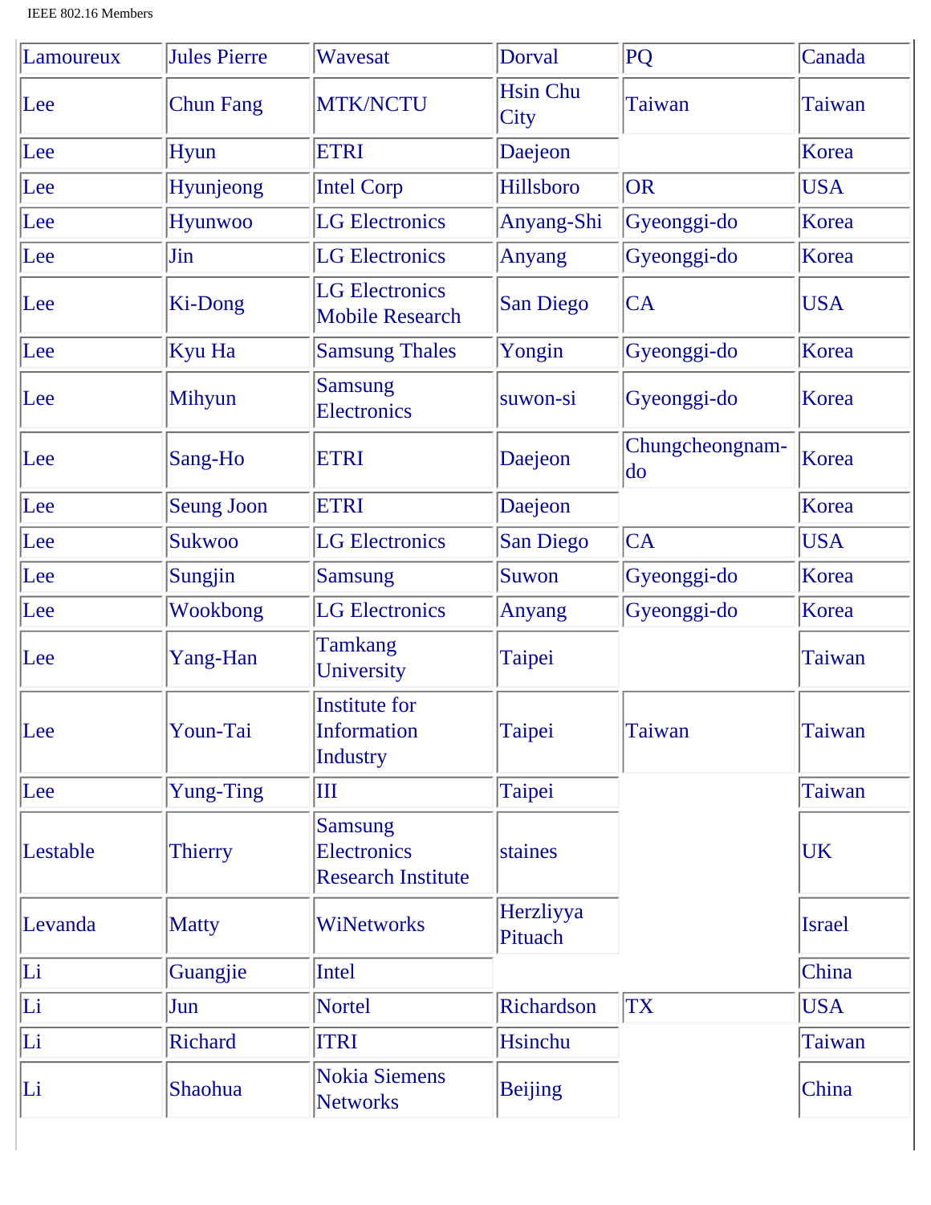| Lamoureux | Jules Pierre | Wavesat | Dorval | PQ | Canada |
|---|---|---|---|---|---|
| Lee | Chun Fang | MTK/NCTU | Hsin Chu City | Taiwan | Taiwan |
| Lee | Hyun | ETRI | Daejeon | | Korea |
| Lee | Hyunjeong | Intel Corp | Hillsboro | OR | USA |
| Lee | Hyunwoo | LG Electronics | Anyang-Shi | Gyeonggi-do | Korea |
| Lee | Jin | LG Electronics | Anyang | Gyeonggi-do | Korea |
| Lee | Ki-Dong | LG Electronics Mobile Research | San Diego | CA | USA |
| Lee | Kyu Ha | Samsung Thales | Yongin | Gyeonggi-do | Korea |
| Lee | Mihyun | Samsung Electronics | suwon-si | Gyeonggi-do | Korea |
| Lee | Sang-Ho | ETRI | Daejeon | Chungcheongnam-do | Korea |
| Lee | Seung Joon | ETRI | Daejeon | | Korea |
| Lee | Sukwoo | LG Electronics | San Diego | CA | USA |
| Lee | Sungjin | Samsung | Suwon | Gyeonggi-do | Korea |
| Lee | Wookbong | LG Electronics | Anyang | Gyeonggi-do | Korea |
| Lee | Yang-Han | Tamkang University | Taipei | | Taiwan |
| Lee | Youn-Tai | Institute for Information Industry | Taipei | Taiwan | Taiwan |
| Lee | Yung-Ting | III | Taipei | | Taiwan |
| Lestable | Thierry | Samsung Electronics Research Institute | staines | | UK |
| Levanda | Matty | WiNetworks | Herzliyya Pituach | | Israel |
| Li | Guangjie | Intel | | | China |
| Li | Jun | Nortel | Richardson | TX | USA |
| Li | Richard | ITRI | Hsinchu | | Taiwan |
| Li | Shaohua | Nokia Siemens Networks | Beijing | | China |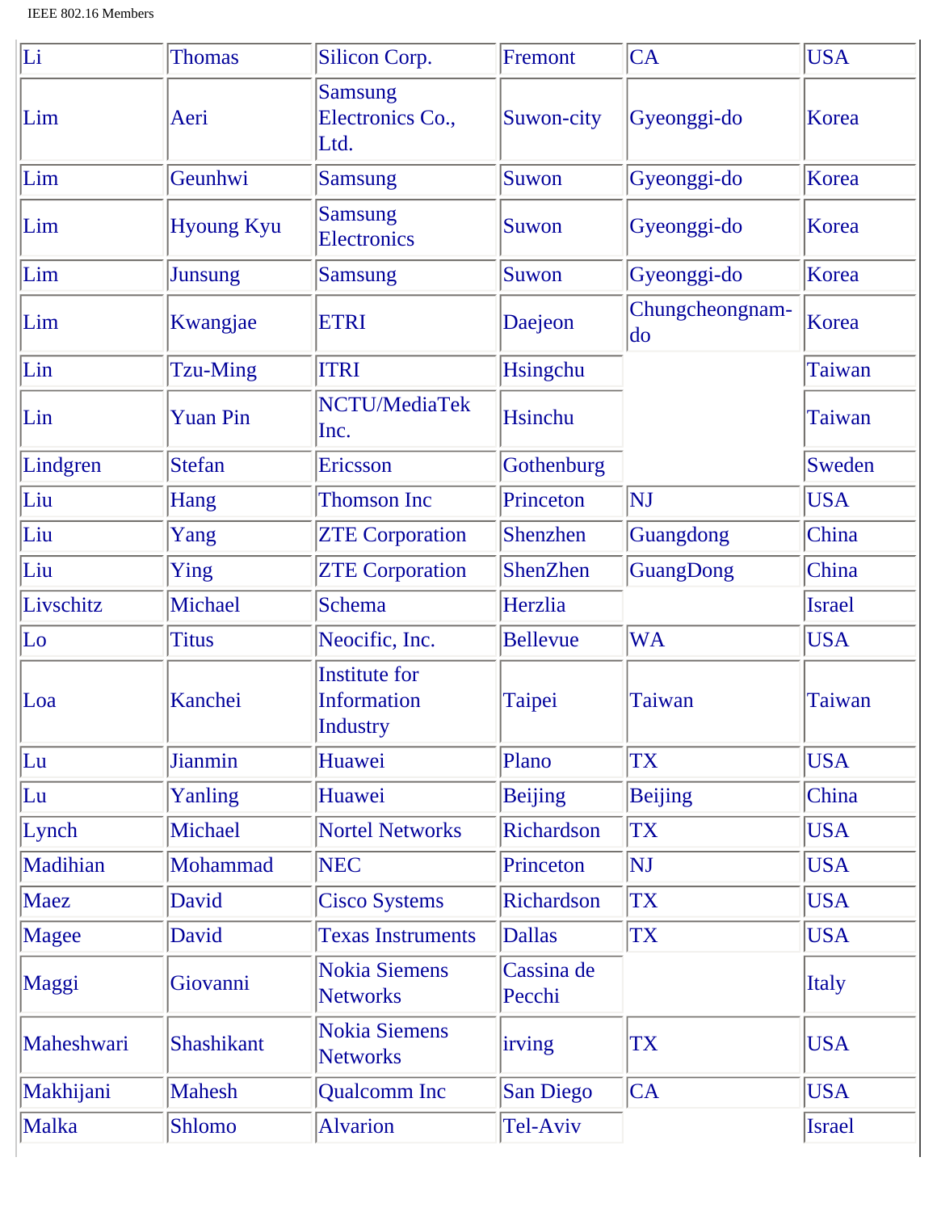| Li | Thomas | Silicon Corp. | Fremont | CA | USA |
|---|---|---|---|---|---|
| Lim | Aeri | Samsung Electronics Co., Ltd. | Suwon-city | Gyeonggi-do | Korea |
| Lim | Geunhwi | Samsung | Suwon | Gyeonggi-do | Korea |
| Lim | Hyoung Kyu | Samsung Electronics | Suwon | Gyeonggi-do | Korea |
| Lim | Junsung | Samsung | Suwon | Gyeonggi-do | Korea |
| Lim | Kwangjae | ETRI | Daejeon | Chungcheongnam-do | Korea |
| Lin | Tzu-Ming | ITRI | Hsingchu | | Taiwan |
| Lin | Yuan Pin | NCTU/MediaTek Inc. | Hsinchu | | Taiwan |
| Lindgren | Stefan | Ericsson | Gothenburg | | Sweden |
| Liu | Hang | Thomson Inc | Princeton | NJ | USA |
| Liu | Yang | ZTE Corporation | Shenzhen | Guangdong | China |
| Liu | Ying | ZTE Corporation | ShenZhen | GuangDong | China |
| Livschitz | Michael | Schema | Herzlia | | Israel |
| Lo | Titus | Neocific, Inc. | Bellevue | WA | USA |
| Loa | Kanchei | Institute for Information Industry | Taipei | Taiwan | Taiwan |
| Lu | Jianmin | Huawei | Plano | TX | USA |
| Lu | Yanling | Huawei | Beijing | Beijing | China |
| Lynch | Michael | Nortel Networks | Richardson | TX | USA |
| Madihian | Mohammad | NEC | Princeton | NJ | USA |
| Maez | David | Cisco Systems | Richardson | TX | USA |
| Magee | David | Texas Instruments | Dallas | TX | USA |
| Maggi | Giovanni | Nokia Siemens Networks | Cassina de Pecchi | | Italy |
| Maheshwari | Shashikant | Nokia Siemens Networks | irving | TX | USA |
| Makhijani | Mahesh | Qualcomm Inc | San Diego | CA | USA |
| Malka | Shlomo | Alvarion | Tel-Aviv | | Israel |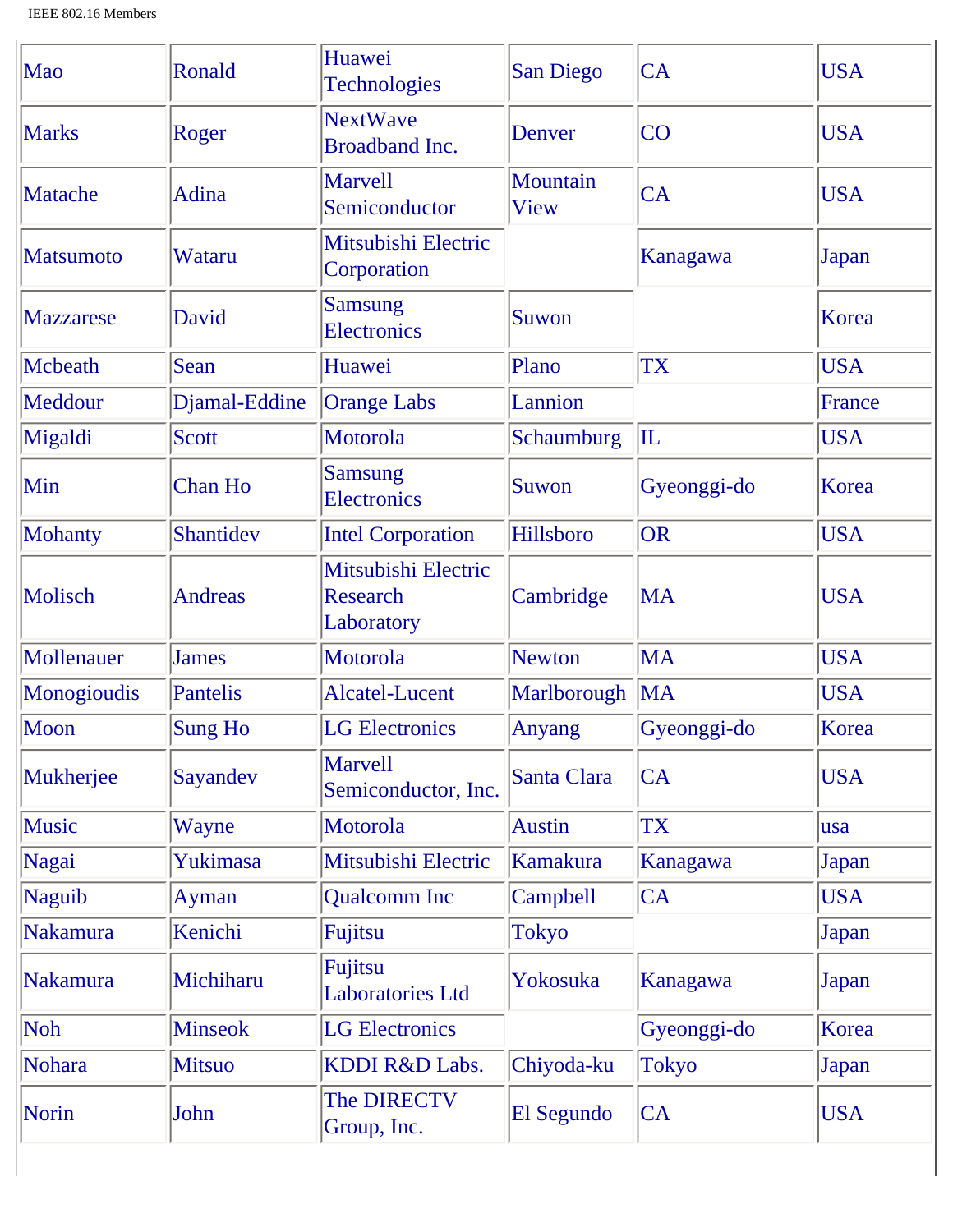| | | | | | |
|---|---|---|---|---|---|
| Mao | Ronald | Huawei Technologies | San Diego | CA | USA |
| Marks | Roger | NextWave Broadband Inc. | Denver | CO | USA |
| Matache | Adina | Marvell Semiconductor | Mountain View | CA | USA |
| Matsumoto | Wataru | Mitsubishi Electric Corporation | | Kanagawa | Japan |
| Mazzarese | David | Samsung Electronics | Suwon | | Korea |
| Mcbeath | Sean | Huawei | Plano | TX | USA |
| Meddour | Djamal-Eddine | Orange Labs | Lannion | | France |
| Migaldi | Scott | Motorola | Schaumburg | IL | USA |
| Min | Chan Ho | Samsung Electronics | Suwon | Gyeonggi-do | Korea |
| Mohanty | Shantidev | Intel Corporation | Hillsboro | OR | USA |
| Molisch | Andreas | Mitsubishi Electric Research Laboratory | Cambridge | MA | USA |
| Mollenauer | James | Motorola | Newton | MA | USA |
| Monogioudis | Pantelis | Alcatel-Lucent | Marlborough | MA | USA |
| Moon | Sung Ho | LG Electronics | Anyang | Gyeonggi-do | Korea |
| Mukherjee | Sayandev | Marvell Semiconductor, Inc. | Santa Clara | CA | USA |
| Music | Wayne | Motorola | Austin | TX | usa |
| Nagai | Yukimasa | Mitsubishi Electric | Kamakura | Kanagawa | Japan |
| Naguib | Ayman | Qualcomm Inc | Campbell | CA | USA |
| Nakamura | Kenichi | Fujitsu | Tokyo | | Japan |
| Nakamura | Michiharu | Fujitsu Laboratories Ltd | Yokosuka | Kanagawa | Japan |
| Noh | Minseok | LG Electronics | | Gyeonggi-do | Korea |
| Nohara | Mitsuo | KDDI R&D Labs. | Chiyoda-ku | Tokyo | Japan |
| Norin | John | The DIRECTV Group, Inc. | El Segundo | CA | USA |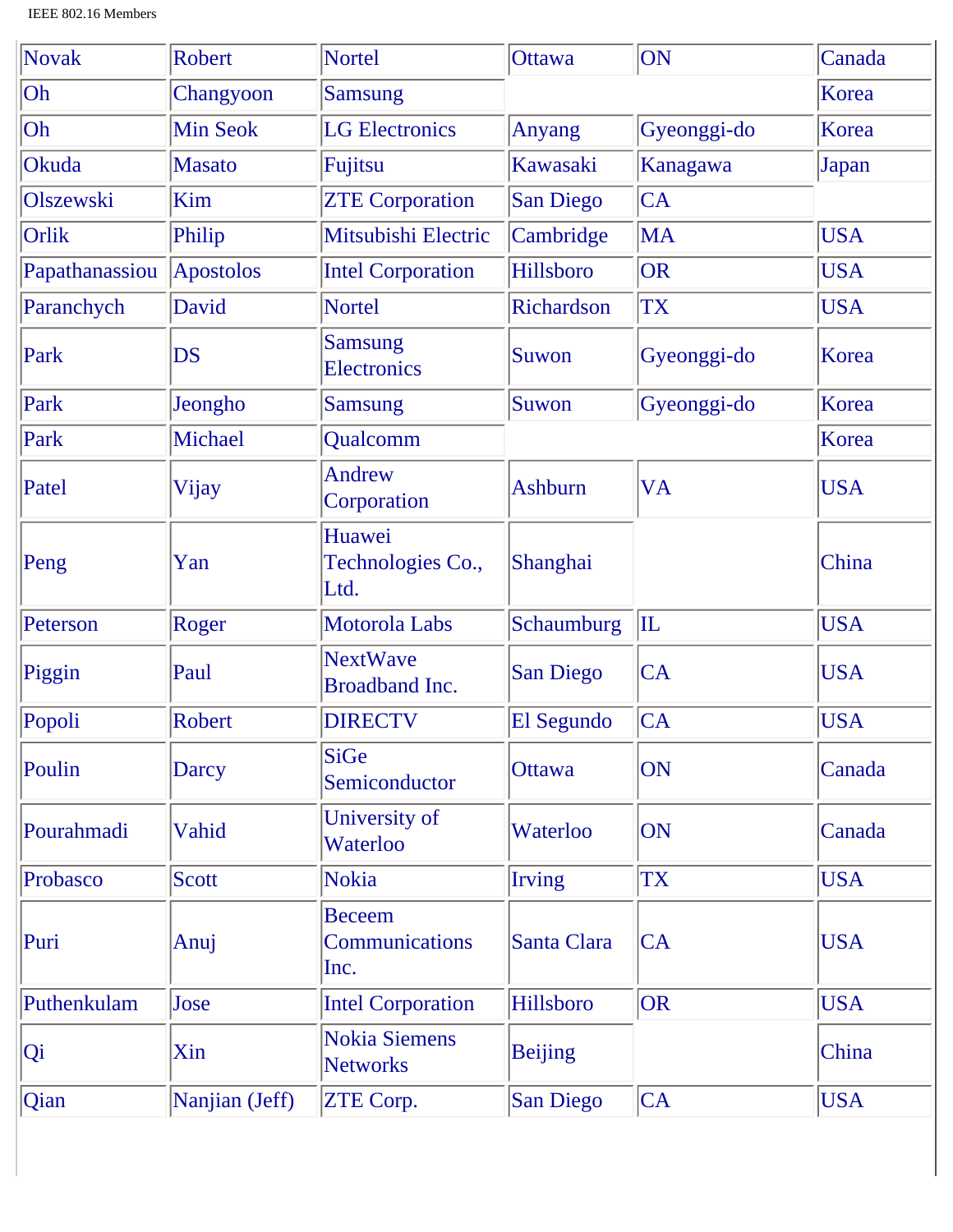| | | | | | |
|---|---|---|---|---|---|
| Novak | Robert | Nortel | Ottawa | ON | Canada |
| Oh | Changyoon | Samsung | | | Korea |
| Oh | Min Seok | LG Electronics | Anyang | Gyeonggi-do | Korea |
| Okuda | Masato | Fujitsu | Kawasaki | Kanagawa | Japan |
| Olszewski | Kim | ZTE Corporation | San Diego | CA | |
| Orlik | Philip | Mitsubishi Electric | Cambridge | MA | USA |
| Papathanassiou | Apostolos | Intel Corporation | Hillsboro | OR | USA |
| Paranchych | David | Nortel | Richardson | TX | USA |
| Park | DS | Samsung Electronics | Suwon | Gyeonggi-do | Korea |
| Park | Jeongho | Samsung | Suwon | Gyeonggi-do | Korea |
| Park | Michael | Qualcomm | | | Korea |
| Patel | Vijay | Andrew Corporation | Ashburn | VA | USA |
| Peng | Yan | Huawei Technologies Co., Ltd. | Shanghai | | China |
| Peterson | Roger | Motorola Labs | Schaumburg | IL | USA |
| Piggin | Paul | NextWave Broadband Inc. | San Diego | CA | USA |
| Popoli | Robert | DIRECTV | El Segundo | CA | USA |
| Poulin | Darcy | SiGe Semiconductor | Ottawa | ON | Canada |
| Pourahmadi | Vahid | University of Waterloo | Waterloo | ON | Canada |
| Probasco | Scott | Nokia | Irving | TX | USA |
| Puri | Anuj | Beceem Communications Inc. | Santa Clara | CA | USA |
| Puthenkulam | Jose | Intel Corporation | Hillsboro | OR | USA |
| Qi | Xin | Nokia Siemens Networks | Beijing | | China |
| Qian | Nanjian (Jeff) | ZTE Corp. | San Diego | CA | USA |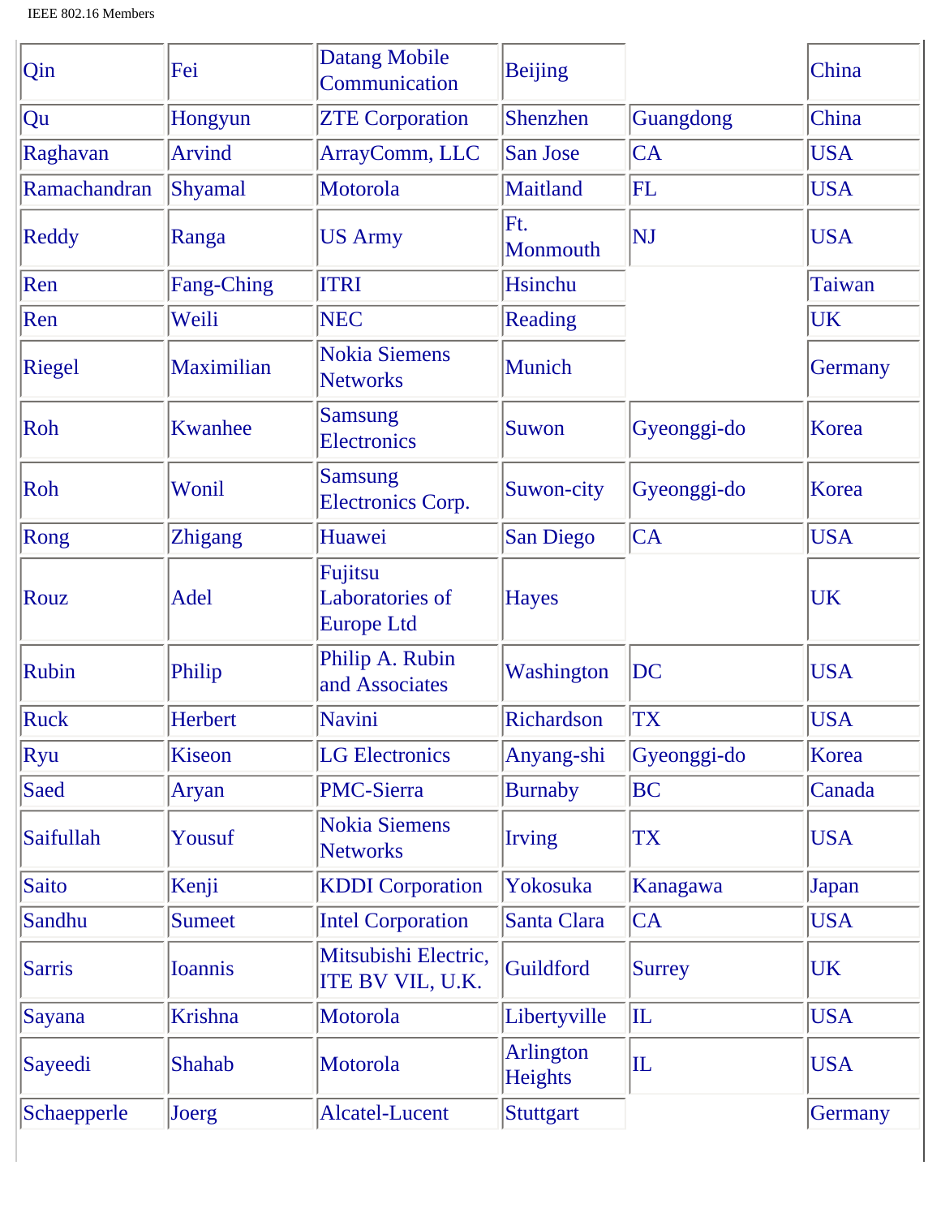| Qin | Fei | Datang Mobile Communication | Beijing | | China |
|---|---|---|---|---|---|
| Qu | Hongyun | ZTE Corporation | Shenzhen | Guangdong | China |
| Raghavan | Arvind | ArrayComm, LLC | San Jose | CA | USA |
| Ramachandran | Shyamal | Motorola | Maitland | FL | USA |
| Reddy | Ranga | US Army | Ft. Monmouth | NJ | USA |
| Ren | Fang-Ching | ITRI | Hsinchu | | Taiwan |
| Ren | Weili | NEC | Reading | | UK |
| Riegel | Maximilian | Nokia Siemens Networks | Munich | | Germany |
| Roh | Kwanhee | Samsung Electronics | Suwon | Gyeonggi-do | Korea |
| Roh | Wonil | Samsung Electronics Corp. | Suwon-city | Gyeonggi-do | Korea |
| Rong | Zhigang | Huawei | San Diego | CA | USA |
| Rouz | Adel | Fujitsu Laboratories of Europe Ltd | Hayes | | UK |
| Rubin | Philip | Philip A. Rubin and Associates | Washington | DC | USA |
| Ruck | Herbert | Navini | Richardson | TX | USA |
| Ryu | Kiseon | LG Electronics | Anyang-shi | Gyeonggi-do | Korea |
| Saed | Aryan | PMC-Sierra | Burnaby | BC | Canada |
| Saifullah | Yousuf | Nokia Siemens Networks | Irving | TX | USA |
| Saito | Kenji | KDDI Corporation | Yokosuka | Kanagawa | Japan |
| Sandhu | Sumeet | Intel Corporation | Santa Clara | CA | USA |
| Sarris | Ioannis | Mitsubishi Electric, ITE BV VIL, U.K. | Guildford | Surrey | UK |
| Sayana | Krishna | Motorola | Libertyville | IL | USA |
| Sayeedi | Shahab | Motorola | Arlington Heights | IL | USA |
| Schaepperle | Joerg | Alcatel-Lucent | Stuttgart | | Germany |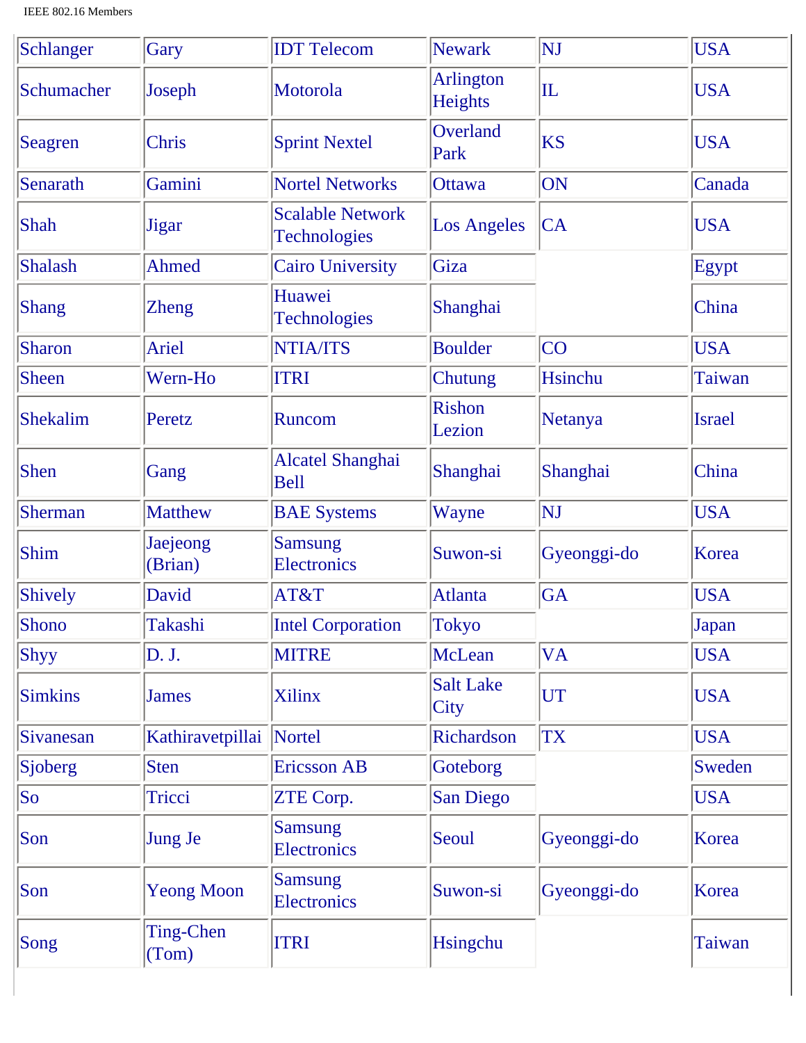| Schlanger | Gary | IDT Telecom | Newark | NJ | USA |
|---|---|---|---|---|---|
| Schumacher | Joseph | Motorola | Arlington Heights | IL | USA |
| Seagren | Chris | Sprint Nextel | Overland Park | KS | USA |
| Senarath | Gamini | Nortel Networks | Ottawa | ON | Canada |
| Shah | Jigar | Scalable Network Technologies | Los Angeles | CA | USA |
| Shalash | Ahmed | Cairo University | Giza | | Egypt |
| Shang | Zheng | Huawei Technologies | Shanghai | | China |
| Sharon | Ariel | NTIA/ITS | Boulder | CO | USA |
| Sheen | Wern-Ho | ITRI | Chutung | Hsinchu | Taiwan |
| Shekalim | Peretz | Runcom | Rishon Lezion | Netanya | Israel |
| Shen | Gang | Alcatel Shanghai Bell | Shanghai | Shanghai | China |
| Sherman | Matthew | BAE Systems | Wayne | NJ | USA |
| Shim | Jaejeong (Brian) | Samsung Electronics | Suwon-si | Gyeonggi-do | Korea |
| Shively | David | AT&T | Atlanta | GA | USA |
| Shono | Takashi | Intel Corporation | Tokyo | | Japan |
| Shyy | D. J. | MITRE | McLean | VA | USA |
| Simkins | James | Xilinx | Salt Lake City | UT | USA |
| Sivanesan | Kathiravetpillai | Nortel | Richardson | TX | USA |
| Sjoberg | Sten | Ericsson AB | Goteborg | | Sweden |
| So | Tricci | ZTE Corp. | San Diego | | USA |
| Son | Jung Je | Samsung Electronics | Seoul | Gyeonggi-do | Korea |
| Son | Yeong Moon | Samsung Electronics | Suwon-si | Gyeonggi-do | Korea |
| Song | Ting-Chen (Tom) | ITRI | Hsingchu | | Taiwan |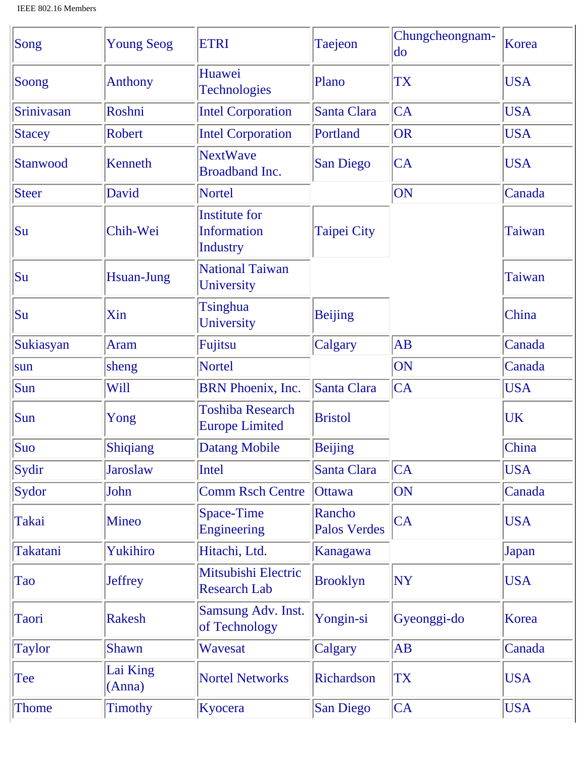| Song | Young Seog | ETRI | Taejeon | Chungcheongnam-do | Korea |
|---|---|---|---|---|---|
| Soong | Anthony | Huawei Technologies | Plano | TX | USA |
| Srinivasan | Roshni | Intel Corporation | Santa Clara | CA | USA |
| Stacey | Robert | Intel Corporation | Portland | OR | USA |
| Stanwood | Kenneth | NextWave Broadband Inc. | San Diego | CA | USA |
| Steer | David | Nortel | | ON | Canada |
| Su | Chih-Wei | Institute for Information Industry | Taipei City | | Taiwan |
| Su | Hsuan-Jung | National Taiwan University | | | Taiwan |
| Su | Xin | Tsinghua University | Beijing | | China |
| Sukiasyan | Aram | Fujitsu | Calgary | AB | Canada |
| sun | sheng | Nortel | | ON | Canada |
| Sun | Will | BRN Phoenix, Inc. | Santa Clara | CA | USA |
| Sun | Yong | Toshiba Research Europe Limited | Bristol | | UK |
| Suo | Shiqiang | Datang Mobile | Beijing | | China |
| Sydir | Jaroslaw | Intel | Santa Clara | CA | USA |
| Sydor | John | Comm Rsch Centre | Ottawa | ON | Canada |
| Takai | Mineo | Space-Time Engineering | Rancho Palos Verdes | CA | USA |
| Takatani | Yukihiro | Hitachi, Ltd. | Kanagawa | | Japan |
| Tao | Jeffrey | Mitsubishi Electric Research Lab | Brooklyn | NY | USA |
| Taori | Rakesh | Samsung Adv. Inst. of Technology | Yongin-si | Gyeonggi-do | Korea |
| Taylor | Shawn | Wavesat | Calgary | AB | Canada |
| Tee | Lai King (Anna) | Nortel Networks | Richardson | TX | USA |
| Thome | Timothy | Kyocera | San Diego | CA | USA |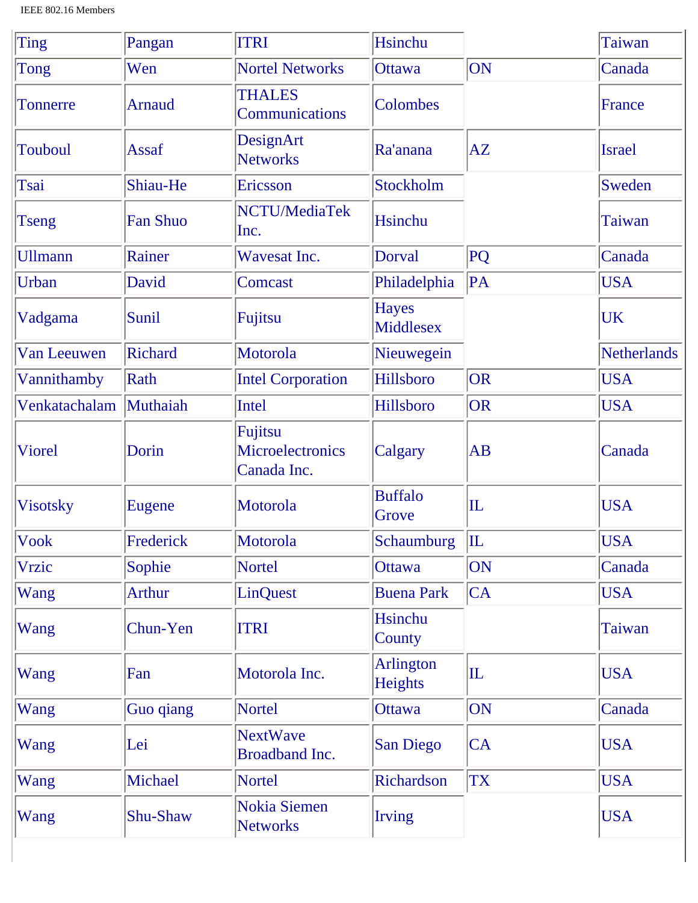| Ting | Pangan | ITRI | Hsinchu | | Taiwan |
|---|---|---|---|---|---|
| Tong | Wen | Nortel Networks | Ottawa | ON | Canada |
| Tonnerre | Arnaud | THALES Communications | Colombes | | France |
| Touboul | Assaf | DesignArt Networks | Ra'anana | AZ | Israel |
| Tsai | Shiau-He | Ericsson | Stockholm | | Sweden |
| Tseng | Fan Shuo | NCTU/MediaTek Inc. | Hsinchu | | Taiwan |
| Ullmann | Rainer | Wavesat Inc. | Dorval | PQ | Canada |
| Urban | David | Comcast | Philadelphia | PA | USA |
| Vadgama | Sunil | Fujitsu | Hayes Middlesex | | UK |
| Van Leeuwen | Richard | Motorola | Nieuwegein | | Netherlands |
| Vannithamby | Rath | Intel Corporation | Hillsboro | OR | USA |
| Venkatachalam | Muthaiah | Intel | Hillsboro | OR | USA |
| Viorel | Dorin | Fujitsu Microelectronics Canada Inc. | Calgary | AB | Canada |
| Visotsky | Eugene | Motorola | Buffalo Grove | IL | USA |
| Vook | Frederick | Motorola | Schaumburg | IL | USA |
| Vrzic | Sophie | Nortel | Ottawa | ON | Canada |
| Wang | Arthur | LinQuest | Buena Park | CA | USA |
| Wang | Chun-Yen | ITRI | Hsinchu County | | Taiwan |
| Wang | Fan | Motorola Inc. | Arlington Heights | IL | USA |
| Wang | Guo qiang | Nortel | Ottawa | ON | Canada |
| Wang | Lei | NextWave Broadband Inc. | San Diego | CA | USA |
| Wang | Michael | Nortel | Richardson | TX | USA |
| Wang | Shu-Shaw | Nokia Siemen Networks | Irving | | USA |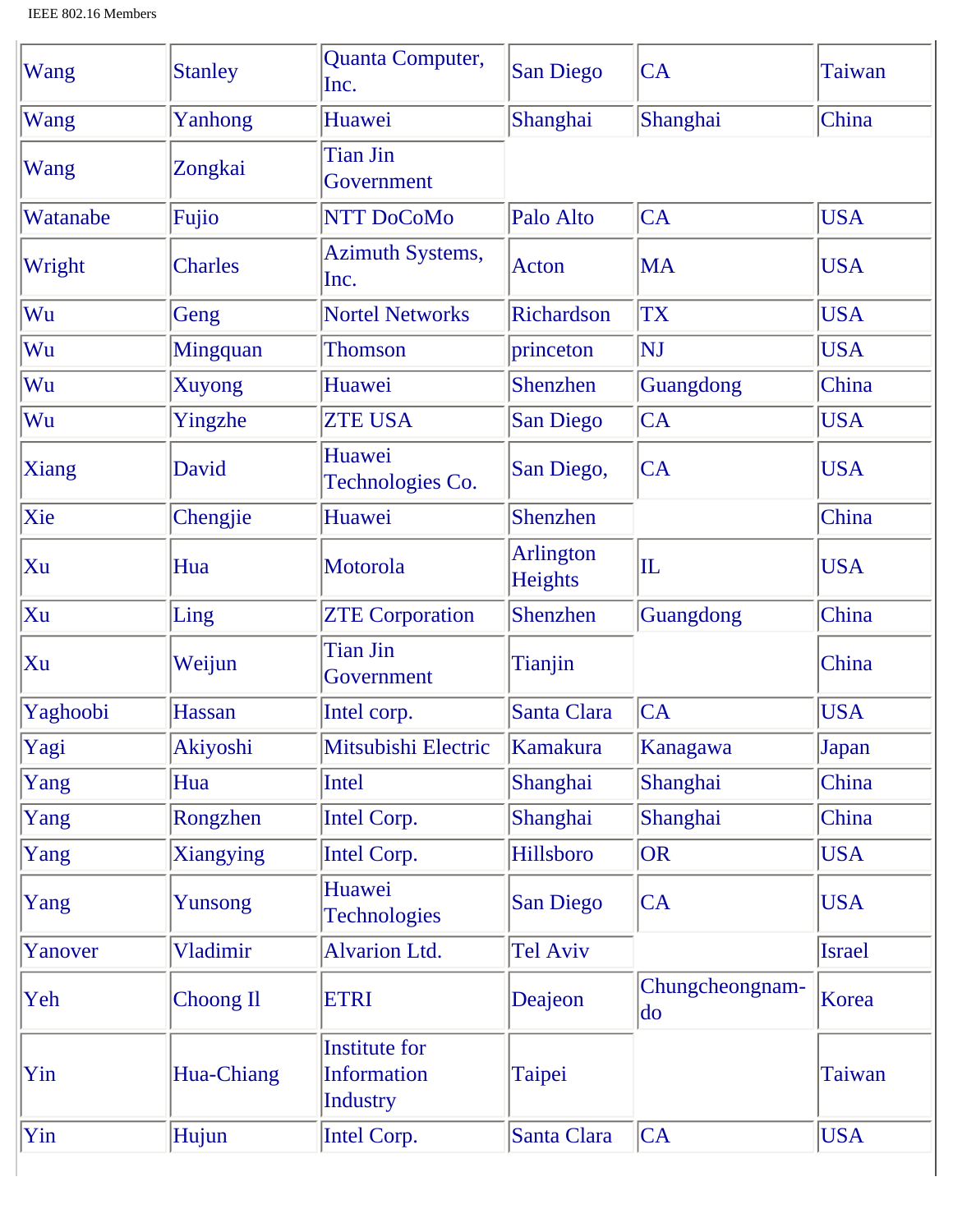| | | | | | |
|---|---|---|---|---|---|
| Wang | Stanley | Quanta Computer, Inc. | San Diego | CA | Taiwan |
| Wang | Yanhong | Huawei | Shanghai | Shanghai | China |
| Wang | Zongkai | Tian Jin Government | | | |
| Watanabe | Fujio | NTT DoCoMo | Palo Alto | CA | USA |
| Wright | Charles | Azimuth Systems, Inc. | Acton | MA | USA |
| Wu | Geng | Nortel Networks | Richardson | TX | USA |
| Wu | Mingquan | Thomson | princeton | NJ | USA |
| Wu | Xuyong | Huawei | Shenzhen | Guangdong | China |
| Wu | Yingzhe | ZTE USA | San Diego | CA | USA |
| Xiang | David | Huawei Technologies Co. | San Diego, | CA | USA |
| Xie | Chengjie | Huawei | Shenzhen | | China |
| Xu | Hua | Motorola | Arlington Heights | IL | USA |
| Xu | Ling | ZTE Corporation | Shenzhen | Guangdong | China |
| Xu | Weijun | Tian Jin Government | Tianjin | | China |
| Yaghoobi | Hassan | Intel corp. | Santa Clara | CA | USA |
| Yagi | Akiyoshi | Mitsubishi Electric | Kamakura | Kanagawa | Japan |
| Yang | Hua | Intel | Shanghai | Shanghai | China |
| Yang | Rongzhen | Intel Corp. | Shanghai | Shanghai | China |
| Yang | Xiangying | Intel Corp. | Hillsboro | OR | USA |
| Yang | Yunsong | Huawei Technologies | San Diego | CA | USA |
| Yanover | Vladimir | Alvarion Ltd. | Tel Aviv | | Israel |
| Yeh | Choong Il | ETRI | Deajeon | Chungcheongnam-do | Korea |
| Yin | Hua-Chiang | Institute for Information Industry | Taipei | | Taiwan |
| Yin | Hujun | Intel Corp. | Santa Clara | CA | USA |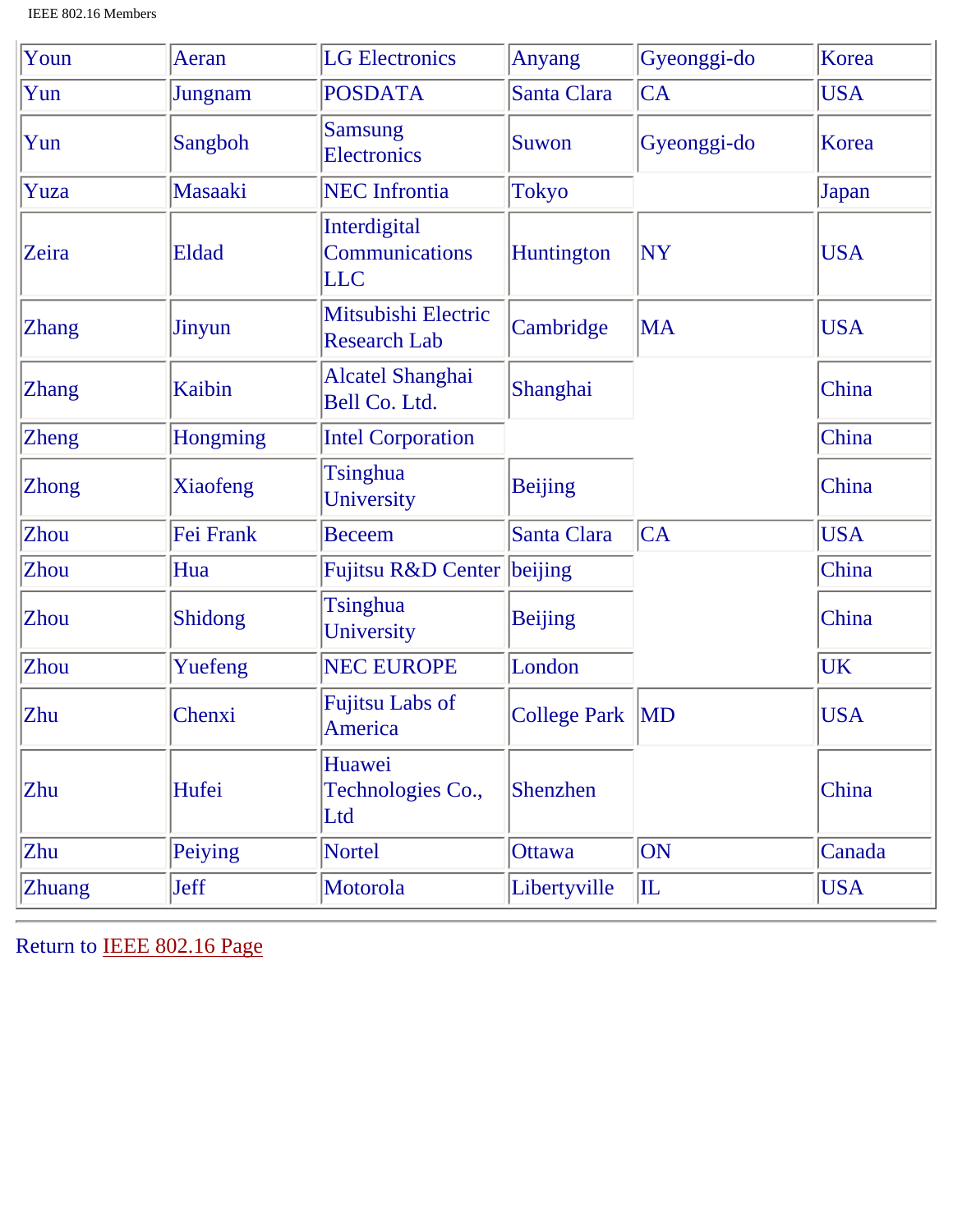| | | | | | |
|---|---|---|---|---|---|
| Youn | Aeran | LG Electronics | Anyang | Gyeonggi-do | Korea |
| Yun | Jungnam | POSDATA | Santa Clara | CA | USA |
| Yun | Sangboh | Samsung Electronics | Suwon | Gyeonggi-do | Korea |
| Yuza | Masaaki | NEC Infrontia | Tokyo | | Japan |
| Zeira | Eldad | Interdigital Communications LLC | Huntington | NY | USA |
| Zhang | Jinyun | Mitsubishi Electric Research Lab | Cambridge | MA | USA |
| Zhang | Kaibin | Alcatel Shanghai Bell Co. Ltd. | Shanghai | | China |
| Zheng | Hongming | Intel Corporation | | | China |
| Zhong | Xiaofeng | Tsinghua University | Beijing | | China |
| Zhou | Fei Frank | Beceem | Santa Clara | CA | USA |
| Zhou | Hua | Fujitsu R&D Center | beijing | | China |
| Zhou | Shidong | Tsinghua University | Beijing | | China |
| Zhou | Yuefeng | NEC EUROPE | London | | UK |
| Zhu | Chenxi | Fujitsu Labs of America | College Park | MD | USA |
| Zhu | Hufei | Huawei Technologies Co., Ltd | Shenzhen | | China |
| Zhu | Peiying | Nortel | Ottawa | ON | Canada |
| Zhuang | Jeff | Motorola | Libertyville | IL | USA |

Return to IEEE 802.16 Page